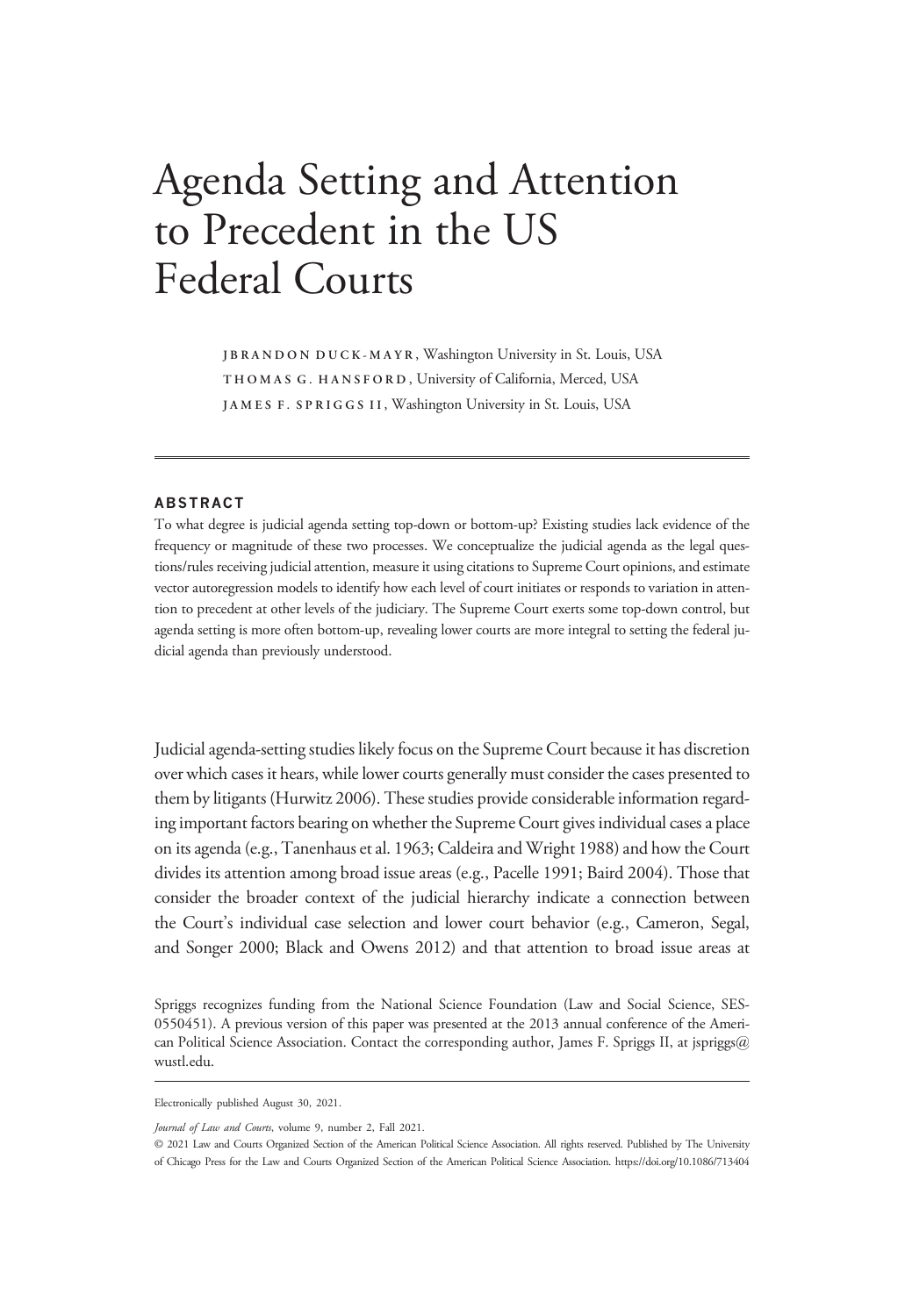# Agenda Setting and Attention to Precedent in the US Federal Courts

JBRANDON DUCK-MAYR, Washington University in St. Louis, USA
THOMAS G. HANSFORD, University of California, Merced, USA
JAMES F. SPRIGGS II, Washington University in St. Louis, USA

## ABSTRACT

To what degree is judicial agenda setting top-down or bottom-up? Existing studies lack evidence of the frequency or magnitude of these two processes. We conceptualize the judicial agenda as the legal questions/rules receiving judicial attention, measure it using citations to Supreme Court opinions, and estimate vector autoregression models to identify how each level of court initiates or responds to variation in attention to precedent at other levels of the judiciary. The Supreme Court exerts some top-down control, but agenda setting is more often bottom-up, revealing lower courts are more integral to setting the federal judicial agenda than previously understood.

Judicial agenda-setting studies likely focus on the Supreme Court because it has discretion over which cases it hears, while lower courts generally must consider the cases presented to them by litigants (Hurwitz 2006). These studies provide considerable information regarding important factors bearing on whether the Supreme Court gives individual cases a place on its agenda (e.g., Tanenhaus et al. 1963; Caldeira and Wright 1988) and how the Court divides its attention among broad issue areas (e.g., Pacelle 1991; Baird 2004). Those that consider the broader context of the judicial hierarchy indicate a connection between the Court's individual case selection and lower court behavior (e.g., Cameron, Segal, and Songer 2000; Black and Owens 2012) and that attention to broad issue areas at

Spriggs recognizes funding from the National Science Foundation (Law and Social Science, SES-0550451). A previous version of this paper was presented at the 2013 annual conference of the American Political Science Association. Contact the corresponding author, James F. Spriggs II, at jspriggs@wustl.edu.

Electronically published August 30, 2021.

*Journal of Law and Courts*, volume 9, number 2, Fall 2021.

© 2021 Law and Courts Organized Section of the American Political Science Association. All rights reserved. Published by The University of Chicago Press for the Law and Courts Organized Section of the American Political Science Association. https://doi.org/10.1086/713404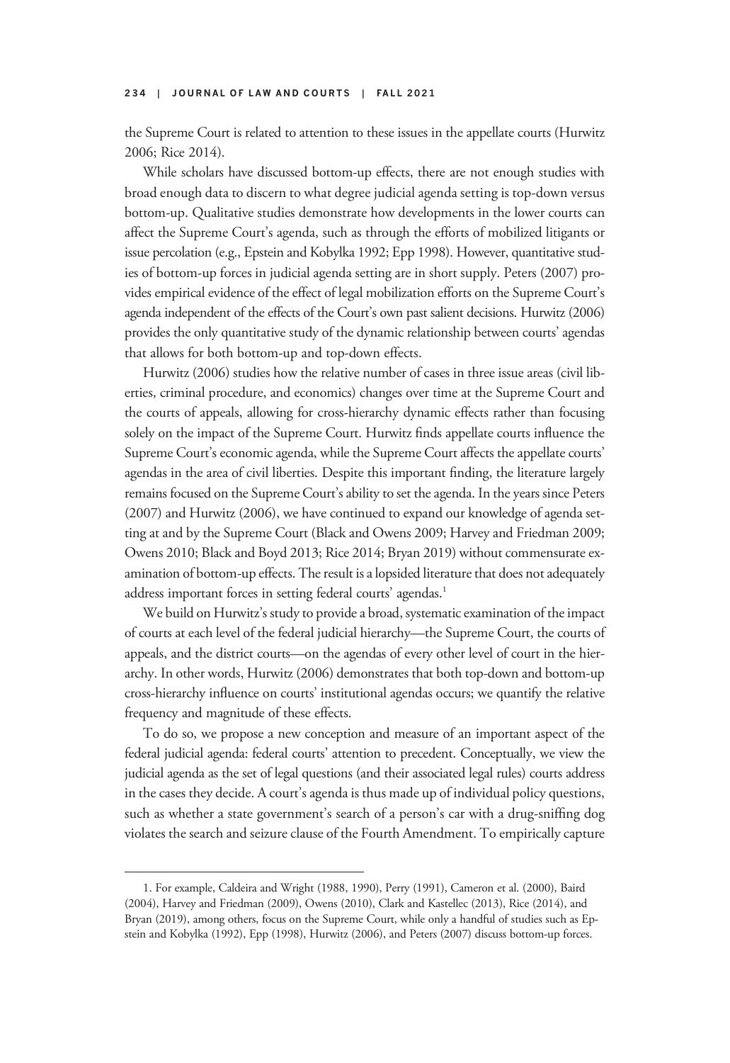the Supreme Court is related to attention to these issues in the appellate courts (Hurwitz 2006; Rice 2014).

While scholars have discussed bottom-up effects, there are not enough studies with broad enough data to discern to what degree judicial agenda setting is top-down versus bottom-up. Qualitative studies demonstrate how developments in the lower courts can affect the Supreme Court's agenda, such as through the efforts of mobilized litigants or issue percolation (e.g., Epstein and Kobylka 1992; Epp 1998). However, quantitative studies of bottom-up forces in judicial agenda setting are in short supply. Peters (2007) provides empirical evidence of the effect of legal mobilization efforts on the Supreme Court's agenda independent of the effects of the Court's own past salient decisions. Hurwitz (2006) provides the only quantitative study of the dynamic relationship between courts' agendas that allows for both bottom-up and top-down effects.

Hurwitz (2006) studies how the relative number of cases in three issue areas (civil liberties, criminal procedure, and economics) changes over time at the Supreme Court and the courts of appeals, allowing for cross-hierarchy dynamic effects rather than focusing solely on the impact of the Supreme Court. Hurwitz finds appellate courts influence the Supreme Court's economic agenda, while the Supreme Court affects the appellate courts' agendas in the area of civil liberties. Despite this important finding, the literature largely remains focused on the Supreme Court's ability to set the agenda. In the years since Peters (2007) and Hurwitz (2006), we have continued to expand our knowledge of agenda setting at and by the Supreme Court (Black and Owens 2009; Harvey and Friedman 2009; Owens 2010; Black and Boyd 2013; Rice 2014; Bryan 2019) without commensurate examination of bottom-up effects. The result is a lopsided literature that does not adequately address important forces in setting federal courts' agendas.[1]

We build on Hurwitz's study to provide a broad, systematic examination of the impact of courts at each level of the federal judicial hierarchy—the Supreme Court, the courts of appeals, and the district courts—on the agendas of every other level of court in the hierarchy. In other words, Hurwitz (2006) demonstrates that both top-down and bottom-up cross-hierarchy influence on courts' institutional agendas occurs; we quantify the relative frequency and magnitude of these effects.

To do so, we propose a new conception and measure of an important aspect of the federal judicial agenda: federal courts' attention to precedent. Conceptually, we view the judicial agenda as the set of legal questions (and their associated legal rules) courts address in the cases they decide. A court's agenda is thus made up of individual policy questions, such as whether a state government's search of a person's car with a drug-sniffing dog violates the search and seizure clause of the Fourth Amendment. To empirically capture

1. For example, Caldeira and Wright (1988, 1990), Perry (1991), Cameron et al. (2000), Baird (2004), Harvey and Friedman (2009), Owens (2010), Clark and Kastellec (2013), Rice (2014), and Bryan (2019), among others, focus on the Supreme Court, while only a handful of studies such as Epstein and Kobylka (1992), Epp (1998), Hurwitz (2006), and Peters (2007) discuss bottom-up forces.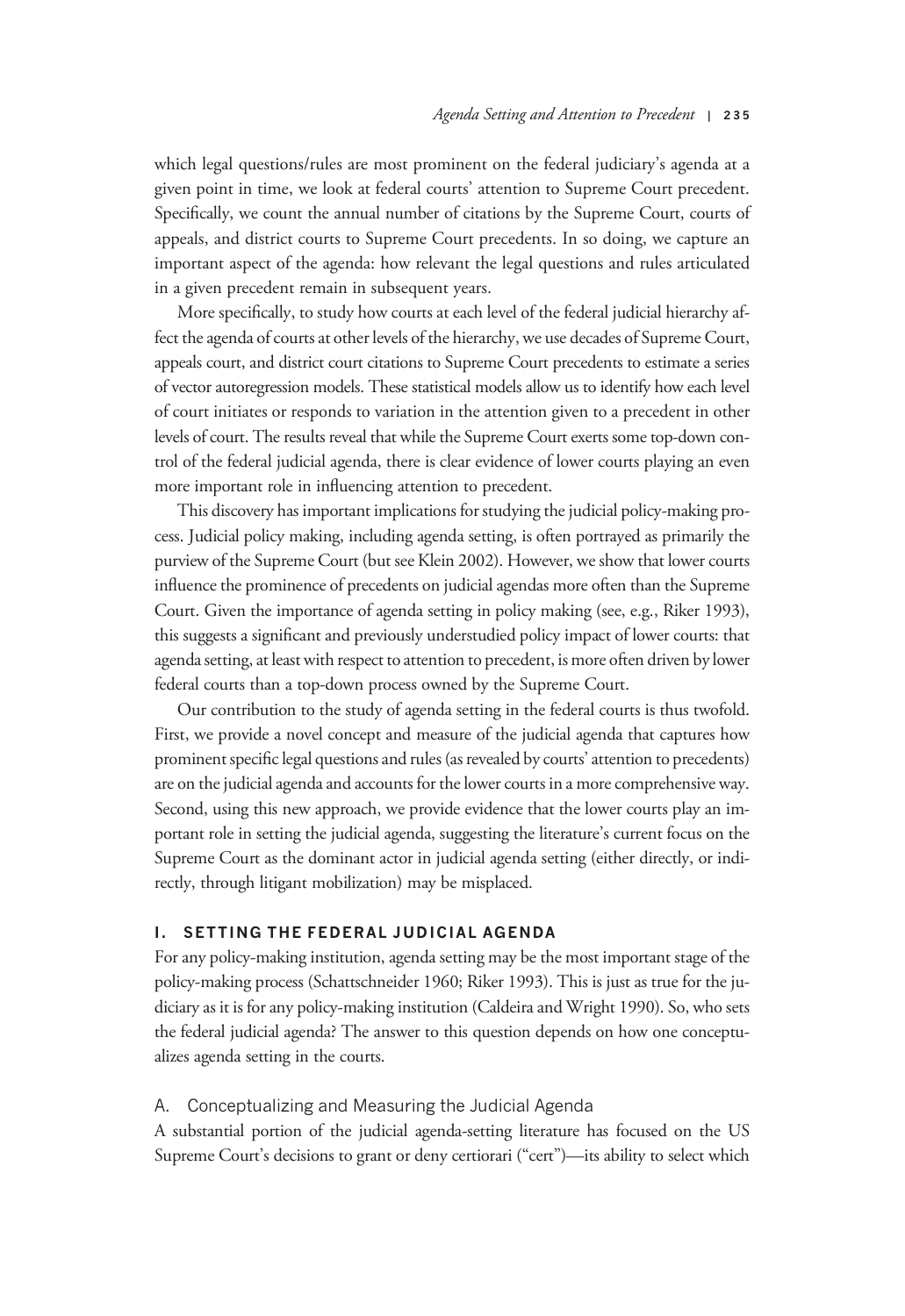which legal questions/rules are most prominent on the federal judiciary's agenda at a given point in time, we look at federal courts' attention to Supreme Court precedent. Specifically, we count the annual number of citations by the Supreme Court, courts of appeals, and district courts to Supreme Court precedents. In so doing, we capture an important aspect of the agenda: how relevant the legal questions and rules articulated in a given precedent remain in subsequent years.

More specifically, to study how courts at each level of the federal judicial hierarchy affect the agenda of courts at other levels of the hierarchy, we use decades of Supreme Court, appeals court, and district court citations to Supreme Court precedents to estimate a series of vector autoregression models. These statistical models allow us to identify how each level of court initiates or responds to variation in the attention given to a precedent in other levels of court. The results reveal that while the Supreme Court exerts some top-down control of the federal judicial agenda, there is clear evidence of lower courts playing an even more important role in influencing attention to precedent.

This discovery has important implications for studying the judicial policy-making process. Judicial policy making, including agenda setting, is often portrayed as primarily the purview of the Supreme Court (but see Klein 2002). However, we show that lower courts influence the prominence of precedents on judicial agendas more often than the Supreme Court. Given the importance of agenda setting in policy making (see, e.g., Riker 1993), this suggests a significant and previously understudied policy impact of lower courts: that agenda setting, at least with respect to attention to precedent, is more often driven by lower federal courts than a top-down process owned by the Supreme Court.

Our contribution to the study of agenda setting in the federal courts is thus twofold. First, we provide a novel concept and measure of the judicial agenda that captures how prominent specific legal questions and rules (as revealed by courts' attention to precedents) are on the judicial agenda and accounts for the lower courts in a more comprehensive way. Second, using this new approach, we provide evidence that the lower courts play an important role in setting the judicial agenda, suggesting the literature's current focus on the Supreme Court as the dominant actor in judicial agenda setting (either directly, or indirectly, through litigant mobilization) may be misplaced.

## I. SETTING THE FEDERAL JUDICIAL AGENDA

For any policy-making institution, agenda setting may be the most important stage of the policy-making process (Schattschneider 1960; Riker 1993). This is just as true for the judiciary as it is for any policy-making institution (Caldeira and Wright 1990). So, who sets the federal judicial agenda? The answer to this question depends on how one conceptualizes agenda setting in the courts.

### A. Conceptualizing and Measuring the Judicial Agenda

A substantial portion of the judicial agenda-setting literature has focused on the US Supreme Court's decisions to grant or deny certiorari ("cert")—its ability to select which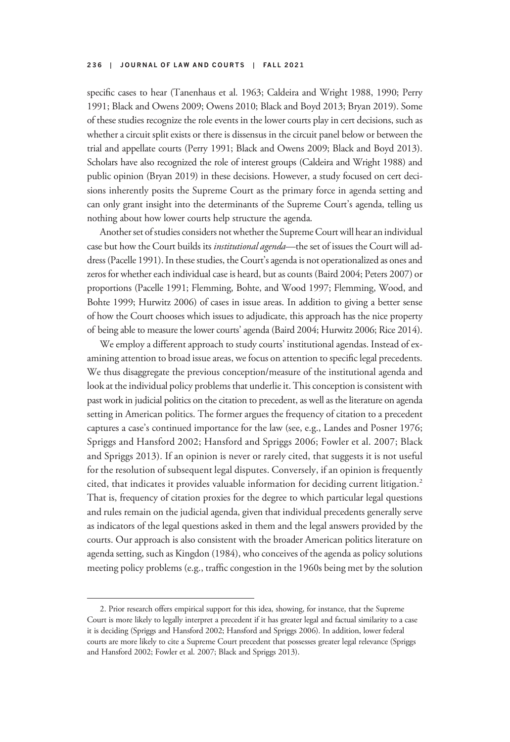specific cases to hear (Tanenhaus et al. 1963; Caldeira and Wright 1988, 1990; Perry 1991; Black and Owens 2009; Owens 2010; Black and Boyd 2013; Bryan 2019). Some of these studies recognize the role events in the lower courts play in cert decisions, such as whether a circuit split exists or there is dissensus in the circuit panel below or between the trial and appellate courts (Perry 1991; Black and Owens 2009; Black and Boyd 2013). Scholars have also recognized the role of interest groups (Caldeira and Wright 1988) and public opinion (Bryan 2019) in these decisions. However, a study focused on cert decisions inherently posits the Supreme Court as the primary force in agenda setting and can only grant insight into the determinants of the Supreme Court's agenda, telling us nothing about how lower courts help structure the agenda.

Another set of studies considers not whether the Supreme Court will hear an individual case but how the Court builds its *institutional agenda*—the set of issues the Court will address (Pacelle 1991). In these studies, the Court's agenda is not operationalized as ones and zeros for whether each individual case is heard, but as counts (Baird 2004; Peters 2007) or proportions (Pacelle 1991; Flemming, Bohte, and Wood 1997; Flemming, Wood, and Bohte 1999; Hurwitz 2006) of cases in issue areas. In addition to giving a better sense of how the Court chooses which issues to adjudicate, this approach has the nice property of being able to measure the lower courts' agenda (Baird 2004; Hurwitz 2006; Rice 2014).

We employ a different approach to study courts' institutional agendas. Instead of examining attention to broad issue areas, we focus on attention to specific legal precedents. We thus disaggregate the previous conception/measure of the institutional agenda and look at the individual policy problems that underlie it. This conception is consistent with past work in judicial politics on the citation to precedent, as well as the literature on agenda setting in American politics. The former argues the frequency of citation to a precedent captures a case's continued importance for the law (see, e.g., Landes and Posner 1976; Spriggs and Hansford 2002; Hansford and Spriggs 2006; Fowler et al. 2007; Black and Spriggs 2013). If an opinion is never or rarely cited, that suggests it is not useful for the resolution of subsequent legal disputes. Conversely, if an opinion is frequently cited, that indicates it provides valuable information for deciding current litigation.[2] That is, frequency of citation proxies for the degree to which particular legal questions and rules remain on the judicial agenda, given that individual precedents generally serve as indicators of the legal questions asked in them and the legal answers provided by the courts. Our approach is also consistent with the broader American politics literature on agenda setting, such as Kingdon (1984), who conceives of the agenda as policy solutions meeting policy problems (e.g., traffic congestion in the 1960s being met by the solution

2. Prior research offers empirical support for this idea, showing, for instance, that the Supreme Court is more likely to legally interpret a precedent if it has greater legal and factual similarity to a case it is deciding (Spriggs and Hansford 2002; Hansford and Spriggs 2006). In addition, lower federal courts are more likely to cite a Supreme Court precedent that possesses greater legal relevance (Spriggs and Hansford 2002; Fowler et al. 2007; Black and Spriggs 2013).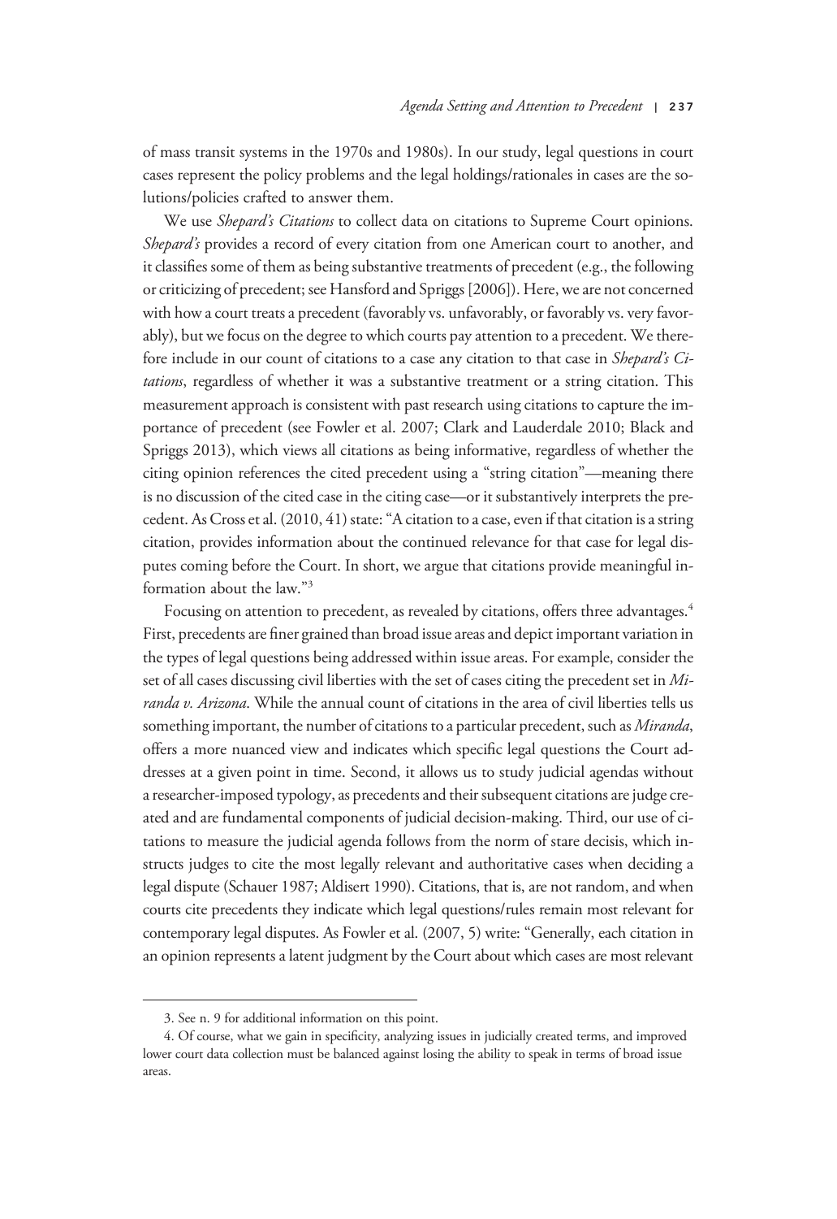of mass transit systems in the 1970s and 1980s). In our study, legal questions in court cases represent the policy problems and the legal holdings/rationales in cases are the solutions/policies crafted to answer them.

We use *Shepard's Citations* to collect data on citations to Supreme Court opinions. *Shepard's* provides a record of every citation from one American court to another, and it classifies some of them as being substantive treatments of precedent (e.g., the following or criticizing of precedent; see Hansford and Spriggs [2006]). Here, we are not concerned with how a court treats a precedent (favorably vs. unfavorably, or favorably vs. very favorably), but we focus on the degree to which courts pay attention to a precedent. We therefore include in our count of citations to a case any citation to that case in *Shepard's Citations*, regardless of whether it was a substantive treatment or a string citation. This measurement approach is consistent with past research using citations to capture the importance of precedent (see Fowler et al. 2007; Clark and Lauderdale 2010; Black and Spriggs 2013), which views all citations as being informative, regardless of whether the citing opinion references the cited precedent using a "string citation"—meaning there is no discussion of the cited case in the citing case—or it substantively interprets the precedent. As Cross et al. (2010, 41) state: "A citation to a case, even if that citation is a string citation, provides information about the continued relevance for that case for legal disputes coming before the Court. In short, we argue that citations provide meaningful information about the law."[3]

Focusing on attention to precedent, as revealed by citations, offers three advantages.[4] First, precedents are finer grained than broad issue areas and depict important variation in the types of legal questions being addressed within issue areas. For example, consider the set of all cases discussing civil liberties with the set of cases citing the precedent set in *Miranda v. Arizona*. While the annual count of citations in the area of civil liberties tells us something important, the number of citations to a particular precedent, such as *Miranda*, offers a more nuanced view and indicates which specific legal questions the Court addresses at a given point in time. Second, it allows us to study judicial agendas without a researcher-imposed typology, as precedents and their subsequent citations are judge created and are fundamental components of judicial decision-making. Third, our use of citations to measure the judicial agenda follows from the norm of stare decisis, which instructs judges to cite the most legally relevant and authoritative cases when deciding a legal dispute (Schauer 1987; Aldisert 1990). Citations, that is, are not random, and when courts cite precedents they indicate which legal questions/rules remain most relevant for contemporary legal disputes. As Fowler et al. (2007, 5) write: "Generally, each citation in an opinion represents a latent judgment by the Court about which cases are most relevant

3. See n. 9 for additional information on this point.

4. Of course, what we gain in specificity, analyzing issues in judicially created terms, and improved lower court data collection must be balanced against losing the ability to speak in terms of broad issue areas.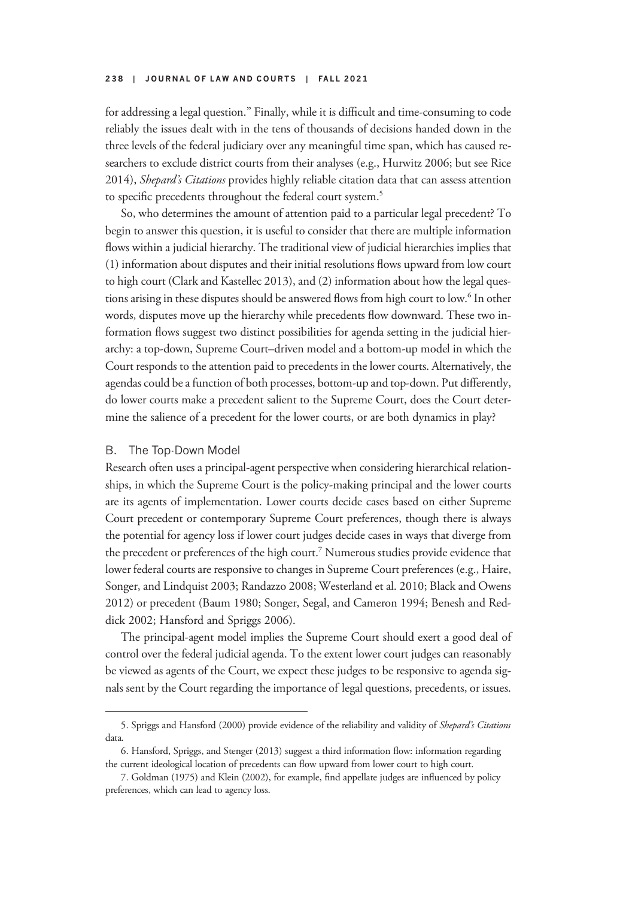for addressing a legal question." Finally, while it is difficult and time-consuming to code reliably the issues dealt with in the tens of thousands of decisions handed down in the three levels of the federal judiciary over any meaningful time span, which has caused researchers to exclude district courts from their analyses (e.g., Hurwitz 2006; but see Rice 2014), *Shepard's Citations* provides highly reliable citation data that can assess attention to specific precedents throughout the federal court system.[5]

So, who determines the amount of attention paid to a particular legal precedent? To begin to answer this question, it is useful to consider that there are multiple information flows within a judicial hierarchy. The traditional view of judicial hierarchies implies that (1) information about disputes and their initial resolutions flows upward from low court to high court (Clark and Kastellec 2013), and (2) information about how the legal questions arising in these disputes should be answered flows from high court to low.[6] In other words, disputes move up the hierarchy while precedents flow downward. These two information flows suggest two distinct possibilities for agenda setting in the judicial hierarchy: a top-down, Supreme Court–driven model and a bottom-up model in which the Court responds to the attention paid to precedents in the lower courts. Alternatively, the agendas could be a function of both processes, bottom-up and top-down. Put differently, do lower courts make a precedent salient to the Supreme Court, does the Court determine the salience of a precedent for the lower courts, or are both dynamics in play?

### B. The Top-Down Model

Research often uses a principal-agent perspective when considering hierarchical relationships, in which the Supreme Court is the policy-making principal and the lower courts are its agents of implementation. Lower courts decide cases based on either Supreme Court precedent or contemporary Supreme Court preferences, though there is always the potential for agency loss if lower court judges decide cases in ways that diverge from the precedent or preferences of the high court.[7] Numerous studies provide evidence that lower federal courts are responsive to changes in Supreme Court preferences (e.g., Haire, Songer, and Lindquist 2003; Randazzo 2008; Westerland et al. 2010; Black and Owens 2012) or precedent (Baum 1980; Songer, Segal, and Cameron 1994; Benesh and Reddick 2002; Hansford and Spriggs 2006).

The principal-agent model implies the Supreme Court should exert a good deal of control over the federal judicial agenda. To the extent lower court judges can reasonably be viewed as agents of the Court, we expect these judges to be responsive to agenda signals sent by the Court regarding the importance of legal questions, precedents, or issues.

---

5. Spriggs and Hansford (2000) provide evidence of the reliability and validity of *Shepard's Citations* data.

6. Hansford, Spriggs, and Stenger (2013) suggest a third information flow: information regarding the current ideological location of precedents can flow upward from lower court to high court.

7. Goldman (1975) and Klein (2002), for example, find appellate judges are influenced by policy preferences, which can lead to agency loss.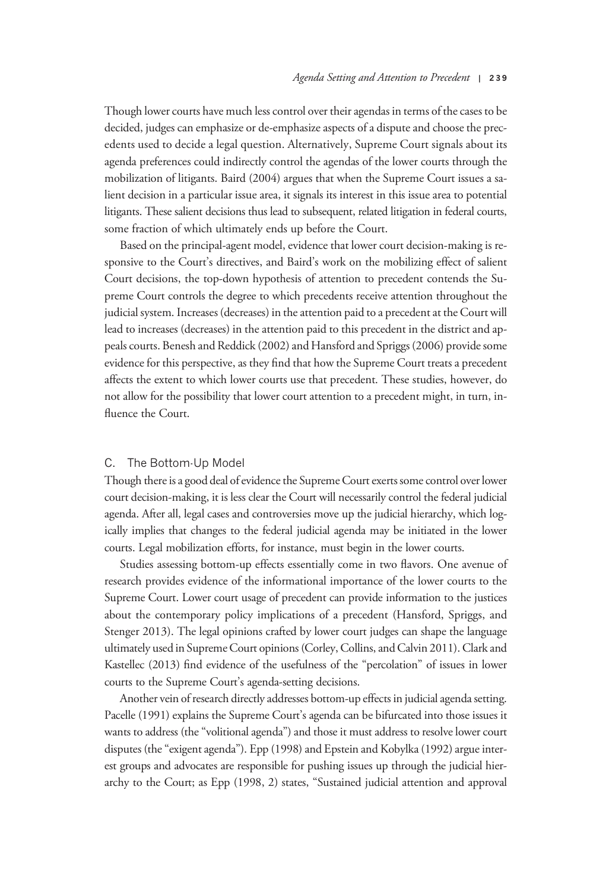Though lower courts have much less control over their agendas in terms of the cases to be decided, judges can emphasize or de-emphasize aspects of a dispute and choose the precedents used to decide a legal question. Alternatively, Supreme Court signals about its agenda preferences could indirectly control the agendas of the lower courts through the mobilization of litigants. Baird (2004) argues that when the Supreme Court issues a salient decision in a particular issue area, it signals its interest in this issue area to potential litigants. These salient decisions thus lead to subsequent, related litigation in federal courts, some fraction of which ultimately ends up before the Court.

Based on the principal-agent model, evidence that lower court decision-making is responsive to the Court's directives, and Baird's work on the mobilizing effect of salient Court decisions, the top-down hypothesis of attention to precedent contends the Supreme Court controls the degree to which precedents receive attention throughout the judicial system. Increases (decreases) in the attention paid to a precedent at the Court will lead to increases (decreases) in the attention paid to this precedent in the district and appeals courts. Benesh and Reddick (2002) and Hansford and Spriggs (2006) provide some evidence for this perspective, as they find that how the Supreme Court treats a precedent affects the extent to which lower courts use that precedent. These studies, however, do not allow for the possibility that lower court attention to a precedent might, in turn, influence the Court.

### C. The Bottom-Up Model

Though there is a good deal of evidence the Supreme Court exerts some control over lower court decision-making, it is less clear the Court will necessarily control the federal judicial agenda. After all, legal cases and controversies move up the judicial hierarchy, which logically implies that changes to the federal judicial agenda may be initiated in the lower courts. Legal mobilization efforts, for instance, must begin in the lower courts.

Studies assessing bottom-up effects essentially come in two flavors. One avenue of research provides evidence of the informational importance of the lower courts to the Supreme Court. Lower court usage of precedent can provide information to the justices about the contemporary policy implications of a precedent (Hansford, Spriggs, and Stenger 2013). The legal opinions crafted by lower court judges can shape the language ultimately used in Supreme Court opinions (Corley, Collins, and Calvin 2011). Clark and Kastellec (2013) find evidence of the usefulness of the "percolation" of issues in lower courts to the Supreme Court's agenda-setting decisions.

Another vein of research directly addresses bottom-up effects in judicial agenda setting. Pacelle (1991) explains the Supreme Court's agenda can be bifurcated into those issues it wants to address (the "volitional agenda") and those it must address to resolve lower court disputes (the "exigent agenda"). Epp (1998) and Epstein and Kobylka (1992) argue interest groups and advocates are responsible for pushing issues up through the judicial hierarchy to the Court; as Epp (1998, 2) states, "Sustained judicial attention and approval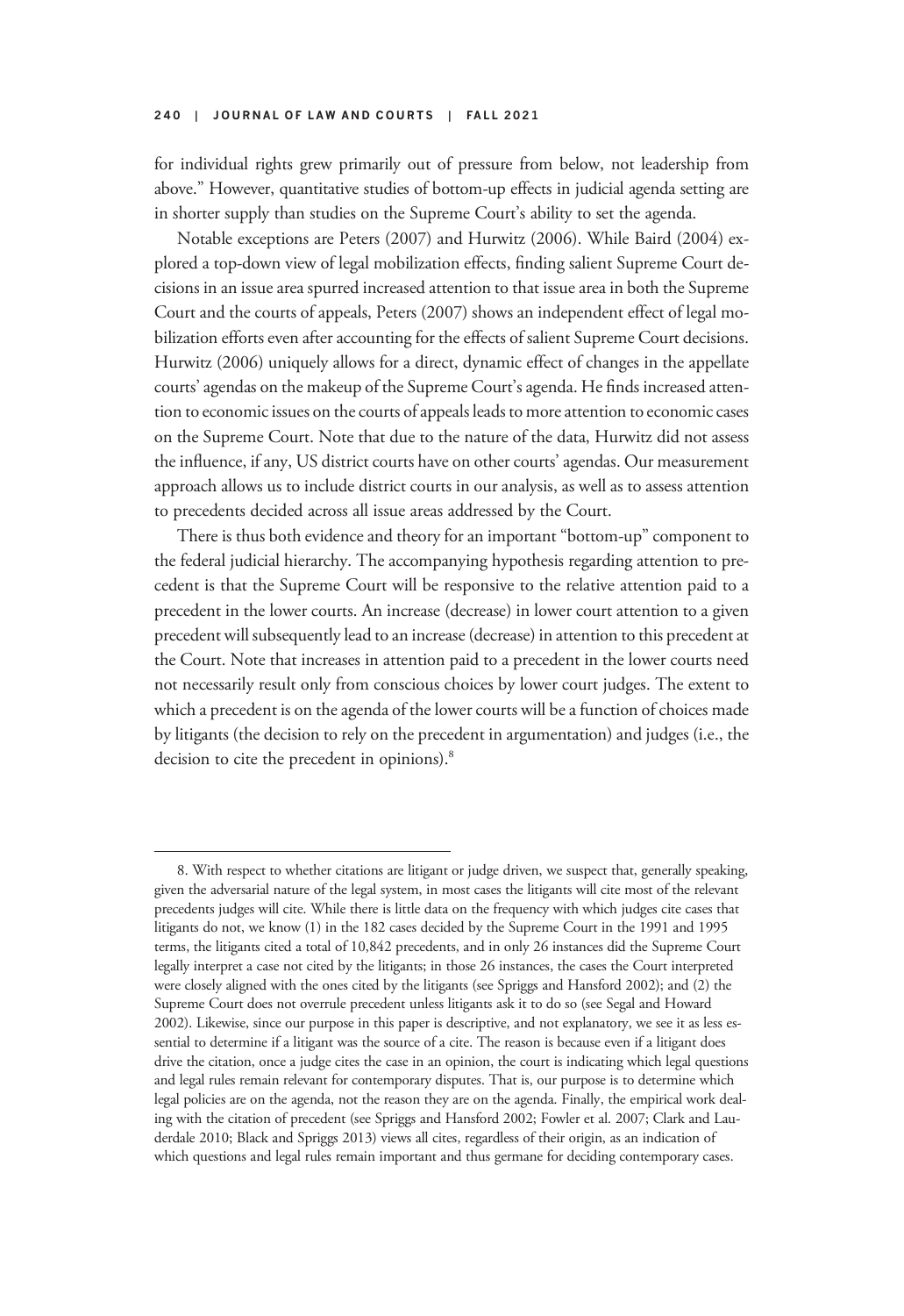for individual rights grew primarily out of pressure from below, not leadership from above." However, quantitative studies of bottom-up effects in judicial agenda setting are in shorter supply than studies on the Supreme Court's ability to set the agenda.

Notable exceptions are Peters (2007) and Hurwitz (2006). While Baird (2004) explored a top-down view of legal mobilization effects, finding salient Supreme Court decisions in an issue area spurred increased attention to that issue area in both the Supreme Court and the courts of appeals, Peters (2007) shows an independent effect of legal mobilization efforts even after accounting for the effects of salient Supreme Court decisions. Hurwitz (2006) uniquely allows for a direct, dynamic effect of changes in the appellate courts' agendas on the makeup of the Supreme Court's agenda. He finds increased attention to economic issues on the courts of appeals leads to more attention to economic cases on the Supreme Court. Note that due to the nature of the data, Hurwitz did not assess the influence, if any, US district courts have on other courts' agendas. Our measurement approach allows us to include district courts in our analysis, as well as to assess attention to precedents decided across all issue areas addressed by the Court.

There is thus both evidence and theory for an important "bottom-up" component to the federal judicial hierarchy. The accompanying hypothesis regarding attention to precedent is that the Supreme Court will be responsive to the relative attention paid to a precedent in the lower courts. An increase (decrease) in lower court attention to a given precedent will subsequently lead to an increase (decrease) in attention to this precedent at the Court. Note that increases in attention paid to a precedent in the lower courts need not necessarily result only from conscious choices by lower court judges. The extent to which a precedent is on the agenda of the lower courts will be a function of choices made by litigants (the decision to rely on the precedent in argumentation) and judges (i.e., the decision to cite the precedent in opinions).[8]

---

8. With respect to whether citations are litigant or judge driven, we suspect that, generally speaking, given the adversarial nature of the legal system, in most cases the litigants will cite most of the relevant precedents judges will cite. While there is little data on the frequency with which judges cite cases that litigants do not, we know (1) in the 182 cases decided by the Supreme Court in the 1991 and 1995 terms, the litigants cited a total of 10,842 precedents, and in only 26 instances did the Supreme Court legally interpret a case not cited by the litigants; in those 26 instances, the cases the Court interpreted were closely aligned with the ones cited by the litigants (see Spriggs and Hansford 2002); and (2) the Supreme Court does not overrule precedent unless litigants ask it to do so (see Segal and Howard 2002). Likewise, since our purpose in this paper is descriptive, and not explanatory, we see it as less essential to determine if a litigant was the source of a cite. The reason is because even if a litigant does drive the citation, once a judge cites the case in an opinion, the court is indicating which legal questions and legal rules remain relevant for contemporary disputes. That is, our purpose is to determine which legal policies are on the agenda, not the reason they are on the agenda. Finally, the empirical work dealing with the citation of precedent (see Spriggs and Hansford 2002; Fowler et al. 2007; Clark and Lauderdale 2010; Black and Spriggs 2013) views all cites, regardless of their origin, as an indication of which questions and legal rules remain important and thus germane for deciding contemporary cases.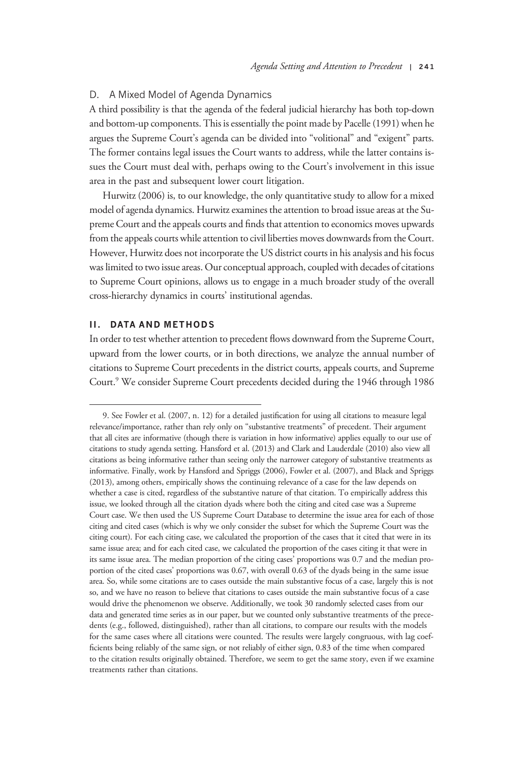### D. A Mixed Model of Agenda Dynamics

A third possibility is that the agenda of the federal judicial hierarchy has both top-down and bottom-up components. This is essentially the point made by Pacelle (1991) when he argues the Supreme Court's agenda can be divided into "volitional" and "exigent" parts. The former contains legal issues the Court wants to address, while the latter contains issues the Court must deal with, perhaps owing to the Court's involvement in this issue area in the past and subsequent lower court litigation.

Hurwitz (2006) is, to our knowledge, the only quantitative study to allow for a mixed model of agenda dynamics. Hurwitz examines the attention to broad issue areas at the Supreme Court and the appeals courts and finds that attention to economics moves upwards from the appeals courts while attention to civil liberties moves downwards from the Court. However, Hurwitz does not incorporate the US district courts in his analysis and his focus was limited to two issue areas. Our conceptual approach, coupled with decades of citations to Supreme Court opinions, allows us to engage in a much broader study of the overall cross-hierarchy dynamics in courts' institutional agendas.

## II. DATA AND METHODS

In order to test whether attention to precedent flows downward from the Supreme Court, upward from the lower courts, or in both directions, we analyze the annual number of citations to Supreme Court precedents in the district courts, appeals courts, and Supreme Court.[9] We consider Supreme Court precedents decided during the 1946 through 1986

---

9. See Fowler et al. (2007, n. 12) for a detailed justification for using all citations to measure legal relevance/importance, rather than rely only on "substantive treatments" of precedent. Their argument that all cites are informative (though there is variation in how informative) applies equally to our use of citations to study agenda setting. Hansford et al. (2013) and Clark and Lauderdale (2010) also view all citations as being informative rather than seeing only the narrower category of substantive treatments as informative. Finally, work by Hansford and Spriggs (2006), Fowler et al. (2007), and Black and Spriggs (2013), among others, empirically shows the continuing relevance of a case for the law depends on whether a case is cited, regardless of the substantive nature of that citation. To empirically address this issue, we looked through all the citation dyads where both the citing and cited case was a Supreme Court case. We then used the US Supreme Court Database to determine the issue area for each of those citing and cited cases (which is why we only consider the subset for which the Supreme Court was the citing court). For each citing case, we calculated the proportion of the cases that it cited that were in its same issue area; and for each cited case, we calculated the proportion of the cases citing it that were in its same issue area. The median proportion of the citing cases' proportions was 0.7 and the median proportion of the cited cases' proportions was 0.67, with overall 0.63 of the dyads being in the same issue area. So, while some citations are to cases outside the main substantive focus of a case, largely this is not so, and we have no reason to believe that citations to cases outside the main substantive focus of a case would drive the phenomenon we observe. Additionally, we took 30 randomly selected cases from our data and generated time series as in our paper, but we counted only substantive treatments of the precedents (e.g., followed, distinguished), rather than all citations, to compare our results with the models for the same cases where all citations were counted. The results were largely congruous, with lag coefficients being reliably of the same sign, or not reliably of either sign, 0.83 of the time when compared to the citation results originally obtained. Therefore, we seem to get the same story, even if we examine treatments rather than citations.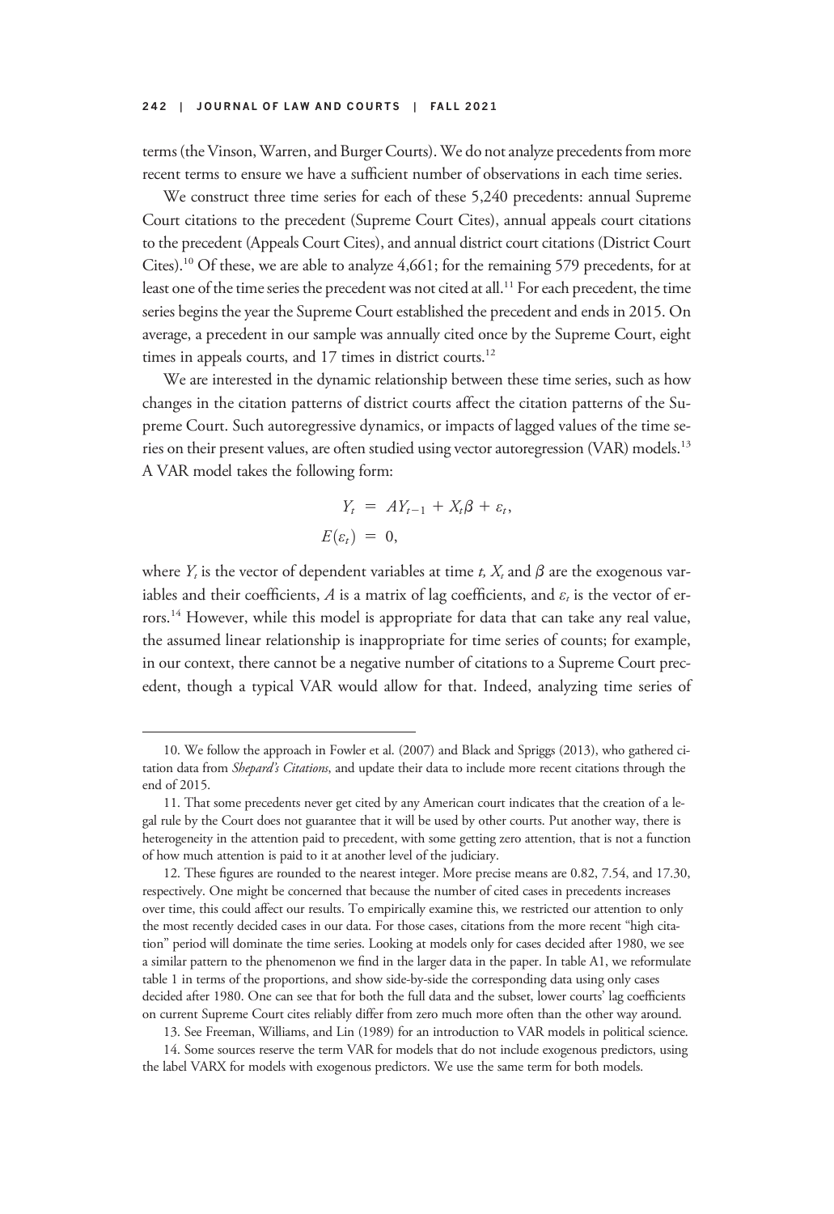terms (the Vinson, Warren, and Burger Courts). We do not analyze precedents from more recent terms to ensure we have a sufficient number of observations in each time series.

We construct three time series for each of these 5,240 precedents: annual Supreme Court citations to the precedent (Supreme Court Cites), annual appeals court citations to the precedent (Appeals Court Cites), and annual district court citations (District Court Cites).[10] Of these, we are able to analyze 4,661; for the remaining 579 precedents, for at least one of the time series the precedent was not cited at all.[11] For each precedent, the time series begins the year the Supreme Court established the precedent and ends in 2015. On average, a precedent in our sample was annually cited once by the Supreme Court, eight times in appeals courts, and 17 times in district courts.[12]

We are interested in the dynamic relationship between these time series, such as how changes in the citation patterns of district courts affect the citation patterns of the Supreme Court. Such autoregressive dynamics, or impacts of lagged values of the time series on their present values, are often studied using vector autoregression (VAR) models.[13] A VAR model takes the following form:

$$Y_t = AY_{t-1} + X_t\beta + \varepsilon_t,$$
$$E(\varepsilon_t) = 0,$$

where $Y_t$ is the vector of dependent variables at time $t$, $X_t$ and $\beta$ are the exogenous variables and their coefficients, $A$ is a matrix of lag coefficients, and $\varepsilon_t$ is the vector of errors.[14] However, while this model is appropriate for data that can take any real value, the assumed linear relationship is inappropriate for time series of counts; for example, in our context, there cannot be a negative number of citations to a Supreme Court precedent, though a typical VAR would allow for that. Indeed, analyzing time series of

---

10. We follow the approach in Fowler et al. (2007) and Black and Spriggs (2013), who gathered citation data from *Shepard's Citations*, and update their data to include more recent citations through the end of 2015.

11. That some precedents never get cited by any American court indicates that the creation of a legal rule by the Court does not guarantee that it will be used by other courts. Put another way, there is heterogeneity in the attention paid to precedent, with some getting zero attention, that is not a function of how much attention is paid to it at another level of the judiciary.

12. These figures are rounded to the nearest integer. More precise means are 0.82, 7.54, and 17.30, respectively. One might be concerned that because the number of cited cases in precedents increases over time, this could affect our results. To empirically examine this, we restricted our attention to only the most recently decided cases in our data. For those cases, citations from the more recent "high citation" period will dominate the time series. Looking at models only for cases decided after 1980, we see a similar pattern to the phenomenon we find in the larger data in the paper. In table A1, we reformulate table 1 in terms of the proportions, and show side-by-side the corresponding data using only cases decided after 1980. One can see that for both the full data and the subset, lower courts' lag coefficients on current Supreme Court cites reliably differ from zero much more often than the other way around.

13. See Freeman, Williams, and Lin (1989) for an introduction to VAR models in political science.

14. Some sources reserve the term VAR for models that do not include exogenous predictors, using the label VARX for models with exogenous predictors. We use the same term for both models.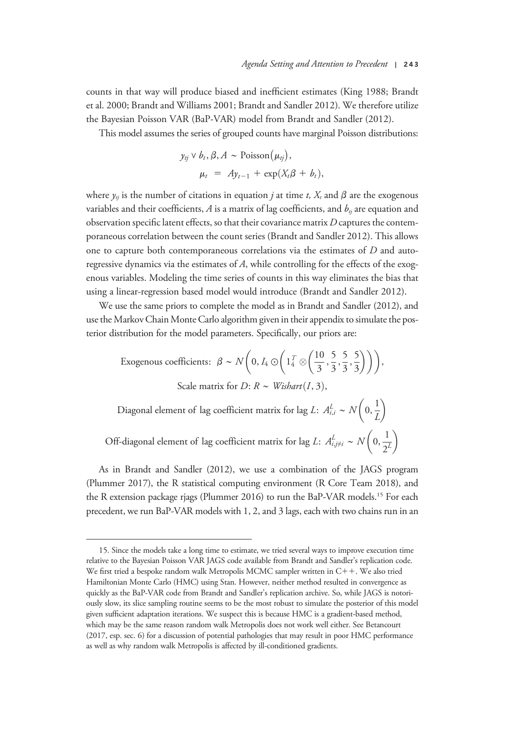counts in that way will produce biased and inefficient estimates (King 1988; Brandt et al. 2000; Brandt and Williams 2001; Brandt and Sandler 2012). We therefore utilize the Bayesian Poisson VAR (BaP-VAR) model from Brandt and Sandler (2012).

This model assumes the series of grouped counts have marginal Poisson distributions:

$$y_{tj} \vee b_t, \beta, A \sim \text{Poisson}(\mu_{tj}),$$
$$\mu_t = Ay_{t-1} + \exp(X_t\beta + b_t),$$

where $y_{tj}$ is the number of citations in equation $j$ at time $t$, $X_t$ and $\beta$ are the exogenous variables and their coefficients, $A$ is a matrix of lag coefficients, and $b_{tj}$ are equation and observation specific latent effects, so that their covariance matrix $D$ captures the contemporaneous correlation between the count series (Brandt and Sandler 2012). This allows one to capture both contemporaneous correlations via the estimates of $D$ and autoregressive dynamics via the estimates of $A$, while controlling for the effects of the exogenous variables. Modeling the time series of counts in this way eliminates the bias that using a linear-regression based model would introduce (Brandt and Sandler 2012).

We use the same priors to complete the model as in Brandt and Sandler (2012), and use the Markov Chain Monte Carlo algorithm given in their appendix to simulate the posterior distribution for the model parameters. Specifically, our priors are:

$$\text{Exogenous coefficients: } \beta \sim N\left(0, I_4 \odot \left(1_4^T \otimes \left(\frac{10}{3}, \frac{5}{3}, \frac{5}{3}, \frac{5}{3}\right)\right)\right),$$

$$\text{Scale matrix for } D\text{: } R \sim \mathit{Wishart}(I, 3),$$

$$\text{Diagonal element of lag coefficient matrix for lag } L\text{: } A_{i,i}^L \sim N\left(0, \frac{1}{L}\right)$$

$$\text{Off-diagonal element of lag coefficient matrix for lag } L\text{: } A_{i,j \neq i}^L \sim N\left(0, \frac{1}{2^L}\right)$$

As in Brandt and Sandler (2012), we use a combination of the JAGS program (Plummer 2017), the R statistical computing environment (R Core Team 2018), and the R extension package rjags (Plummer 2016) to run the BaP-VAR models.[15] For each precedent, we run BaP-VAR models with 1, 2, and 3 lags, each with two chains run in an

---

15. Since the models take a long time to estimate, we tried several ways to improve execution time relative to the Bayesian Poisson VAR JAGS code available from Brandt and Sandler's replication code. We first tried a bespoke random walk Metropolis MCMC sampler written in C++. We also tried Hamiltonian Monte Carlo (HMC) using Stan. However, neither method resulted in convergence as quickly as the BaP-VAR code from Brandt and Sandler's replication archive. So, while JAGS is notoriously slow, its slice sampling routine seems to be the most robust to simulate the posterior of this model given sufficient adaptation iterations. We suspect this is because HMC is a gradient-based method, which may be the same reason random walk Metropolis does not work well either. See Betancourt (2017, esp. sec. 6) for a discussion of potential pathologies that may result in poor HMC performance as well as why random walk Metropolis is affected by ill-conditioned gradients.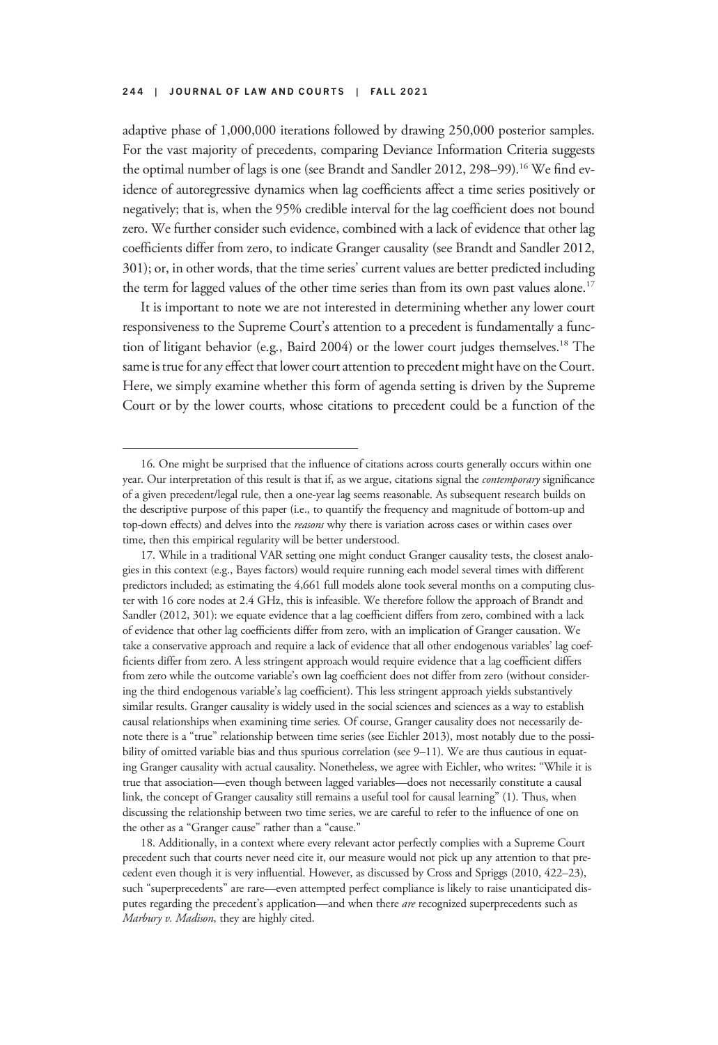adaptive phase of 1,000,000 iterations followed by drawing 250,000 posterior samples. For the vast majority of precedents, comparing Deviance Information Criteria suggests the optimal number of lags is one (see Brandt and Sandler 2012, 298–99).[16] We find evidence of autoregressive dynamics when lag coefficients affect a time series positively or negatively; that is, when the 95% credible interval for the lag coefficient does not bound zero. We further consider such evidence, combined with a lack of evidence that other lag coefficients differ from zero, to indicate Granger causality (see Brandt and Sandler 2012, 301); or, in other words, that the time series' current values are better predicted including the term for lagged values of the other time series than from its own past values alone.[17]

It is important to note we are not interested in determining whether any lower court responsiveness to the Supreme Court's attention to a precedent is fundamentally a function of litigant behavior (e.g., Baird 2004) or the lower court judges themselves.[18] The same is true for any effect that lower court attention to precedent might have on the Court. Here, we simply examine whether this form of agenda setting is driven by the Supreme Court or by the lower courts, whose citations to precedent could be a function of the

---

16. One might be surprised that the influence of citations across courts generally occurs within one year. Our interpretation of this result is that if, as we argue, citations signal the *contemporary* significance of a given precedent/legal rule, then a one-year lag seems reasonable. As subsequent research builds on the descriptive purpose of this paper (i.e., to quantify the frequency and magnitude of bottom-up and top-down effects) and delves into the *reasons* why there is variation across cases or within cases over time, then this empirical regularity will be better understood.

17. While in a traditional VAR setting one might conduct Granger causality tests, the closest analogies in this context (e.g., Bayes factors) would require running each model several times with different predictors included; as estimating the 4,661 full models alone took several months on a computing cluster with 16 core nodes at 2.4 GHz, this is infeasible. We therefore follow the approach of Brandt and Sandler (2012, 301): we equate evidence that a lag coefficient differs from zero, combined with a lack of evidence that other lag coefficients differ from zero, with an implication of Granger causation. We take a conservative approach and require a lack of evidence that all other endogenous variables' lag coefficients differ from zero. A less stringent approach would require evidence that a lag coefficient differs from zero while the outcome variable's own lag coefficient does not differ from zero (without considering the third endogenous variable's lag coefficient). This less stringent approach yields substantively similar results. Granger causality is widely used in the social sciences and sciences as a way to establish causal relationships when examining time series. Of course, Granger causality does not necessarily denote there is a "true" relationship between time series (see Eichler 2013), most notably due to the possibility of omitted variable bias and thus spurious correlation (see 9–11). We are thus cautious in equating Granger causality with actual causality. Nonetheless, we agree with Eichler, who writes: "While it is true that association—even though between lagged variables—does not necessarily constitute a causal link, the concept of Granger causality still remains a useful tool for causal learning" (1). Thus, when discussing the relationship between two time series, we are careful to refer to the influence of one on the other as a "Granger cause" rather than a "cause."

18. Additionally, in a context where every relevant actor perfectly complies with a Supreme Court precedent such that courts never need cite it, our measure would not pick up any attention to that precedent even though it is very influential. However, as discussed by Cross and Spriggs (2010, 422–23), such "superprecedents" are rare—even attempted perfect compliance is likely to raise unanticipated disputes regarding the precedent's application—and when there *are* recognized superprecedents such as *Marbury v. Madison*, they are highly cited.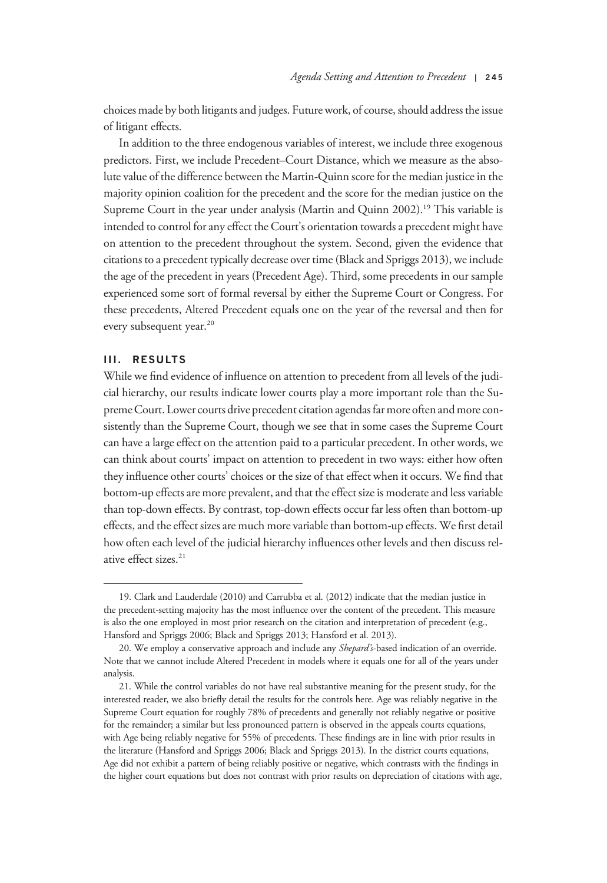choices made by both litigants and judges. Future work, of course, should address the issue of litigant effects.

In addition to the three endogenous variables of interest, we include three exogenous predictors. First, we include Precedent–Court Distance, which we measure as the absolute value of the difference between the Martin-Quinn score for the median justice in the majority opinion coalition for the precedent and the score for the median justice on the Supreme Court in the year under analysis (Martin and Quinn 2002).[19] This variable is intended to control for any effect the Court's orientation towards a precedent might have on attention to the precedent throughout the system. Second, given the evidence that citations to a precedent typically decrease over time (Black and Spriggs 2013), we include the age of the precedent in years (Precedent Age). Third, some precedents in our sample experienced some sort of formal reversal by either the Supreme Court or Congress. For these precedents, Altered Precedent equals one on the year of the reversal and then for every subsequent year.[20]

## III. RESULTS

While we find evidence of influence on attention to precedent from all levels of the judicial hierarchy, our results indicate lower courts play a more important role than the Supreme Court. Lower courts drive precedent citation agendas far more often and more consistently than the Supreme Court, though we see that in some cases the Supreme Court can have a large effect on the attention paid to a particular precedent. In other words, we can think about courts' impact on attention to precedent in two ways: either how often they influence other courts' choices or the size of that effect when it occurs. We find that bottom-up effects are more prevalent, and that the effect size is moderate and less variable than top-down effects. By contrast, top-down effects occur far less often than bottom-up effects, and the effect sizes are much more variable than bottom-up effects. We first detail how often each level of the judicial hierarchy influences other levels and then discuss relative effect sizes.[21]

---

19. Clark and Lauderdale (2010) and Carrubba et al. (2012) indicate that the median justice in the precedent-setting majority has the most influence over the content of the precedent. This measure is also the one employed in most prior research on the citation and interpretation of precedent (e.g., Hansford and Spriggs 2006; Black and Spriggs 2013; Hansford et al. 2013).

20. We employ a conservative approach and include any *Shepard's*-based indication of an override. Note that we cannot include Altered Precedent in models where it equals one for all of the years under analysis.

21. While the control variables do not have real substantive meaning for the present study, for the interested reader, we also briefly detail the results for the controls here. Age was reliably negative in the Supreme Court equation for roughly 78% of precedents and generally not reliably negative or positive for the remainder; a similar but less pronounced pattern is observed in the appeals courts equations, with Age being reliably negative for 55% of precedents. These findings are in line with prior results in the literature (Hansford and Spriggs 2006; Black and Spriggs 2013). In the district courts equations, Age did not exhibit a pattern of being reliably positive or negative, which contrasts with the findings in the higher court equations but does not contrast with prior results on depreciation of citations with age,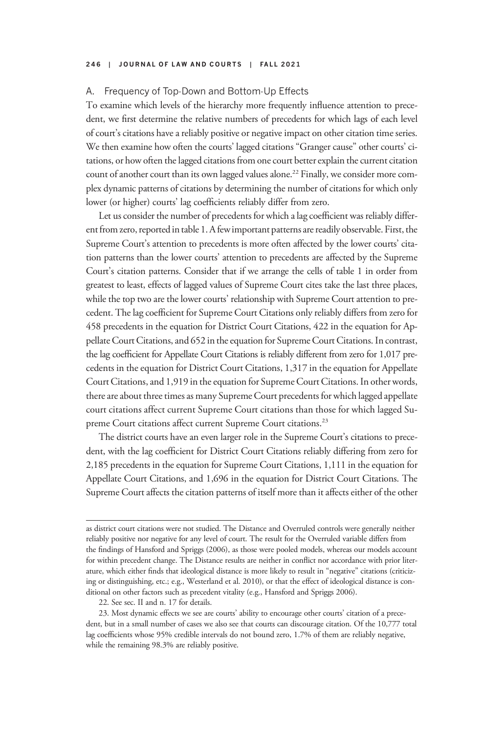### A. Frequency of Top-Down and Bottom-Up Effects

To examine which levels of the hierarchy more frequently influence attention to precedent, we first determine the relative numbers of precedents for which lags of each level of court's citations have a reliably positive or negative impact on other citation time series. We then examine how often the courts' lagged citations "Granger cause" other courts' citations, or how often the lagged citations from one court better explain the current citation count of another court than its own lagged values alone.[22] Finally, we consider more complex dynamic patterns of citations by determining the number of citations for which only lower (or higher) courts' lag coefficients reliably differ from zero.

Let us consider the number of precedents for which a lag coefficient was reliably different from zero, reported in table 1. A few important patterns are readily observable. First, the Supreme Court's attention to precedents is more often affected by the lower courts' citation patterns than the lower courts' attention to precedents are affected by the Supreme Court's citation patterns. Consider that if we arrange the cells of table 1 in order from greatest to least, effects of lagged values of Supreme Court cites take the last three places, while the top two are the lower courts' relationship with Supreme Court attention to precedent. The lag coefficient for Supreme Court Citations only reliably differs from zero for 458 precedents in the equation for District Court Citations, 422 in the equation for Appellate Court Citations, and 652 in the equation for Supreme Court Citations. In contrast, the lag coefficient for Appellate Court Citations is reliably different from zero for 1,017 precedents in the equation for District Court Citations, 1,317 in the equation for Appellate Court Citations, and 1,919 in the equation for Supreme Court Citations. In other words, there are about three times as many Supreme Court precedents for which lagged appellate court citations affect current Supreme Court citations than those for which lagged Supreme Court citations affect current Supreme Court citations.[23]

The district courts have an even larger role in the Supreme Court's citations to precedent, with the lag coefficient for District Court Citations reliably differing from zero for 2,185 precedents in the equation for Supreme Court Citations, 1,111 in the equation for Appellate Court Citations, and 1,696 in the equation for District Court Citations. The Supreme Court affects the citation patterns of itself more than it affects either of the other

---

as district court citations were not studied. The Distance and Overruled controls were generally neither reliably positive nor negative for any level of court. The result for the Overruled variable differs from the findings of Hansford and Spriggs (2006), as those were pooled models, whereas our models account for within precedent change. The Distance results are neither in conflict nor accordance with prior literature, which either finds that ideological distance is more likely to result in "negative" citations (criticizing or distinguishing, etc.; e.g., Westerland et al. 2010), or that the effect of ideological distance is conditional on other factors such as precedent vitality (e.g., Hansford and Spriggs 2006).

22. See sec. II and n. 17 for details.

23. Most dynamic effects we see are courts' ability to encourage other courts' citation of a precedent, but in a small number of cases we also see that courts can discourage citation. Of the 10,777 total lag coefficients whose 95% credible intervals do not bound zero, 1.7% of them are reliably negative, while the remaining 98.3% are reliably positive.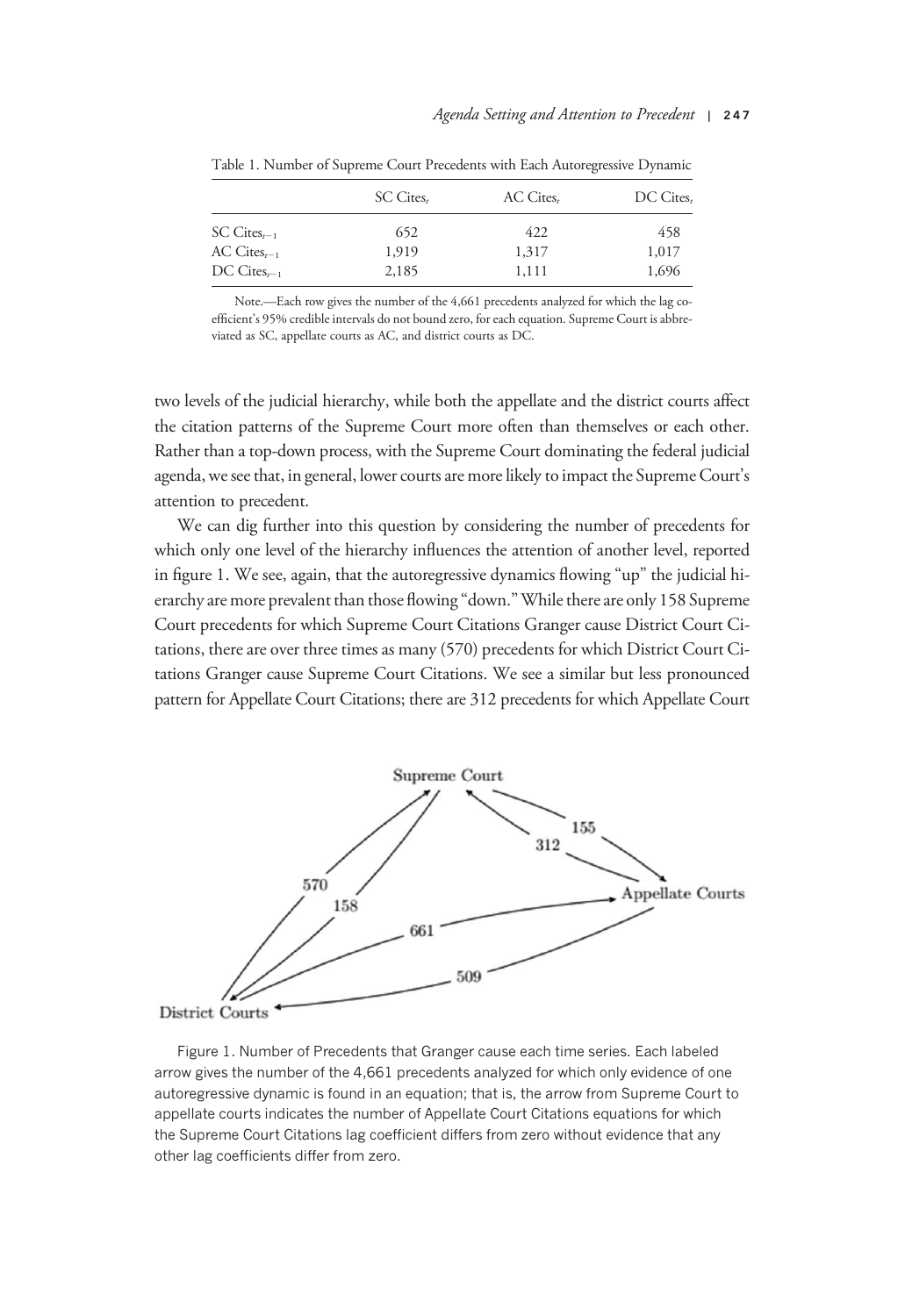Table 1. Number of Supreme Court Precedents with Each Autoregressive Dynamic

| | SC Cites$_t$ | AC Cites$_t$ | DC Cites$_t$ |
|---|---|---|---|
| SC Cites$_{t-1}$ | 652 | 422 | 458 |
| AC Cites$_{t-1}$ | 1,919 | 1,317 | 1,017 |
| DC Cites$_{t-1}$ | 2,185 | 1,111 | 1,696 |

Note.—Each row gives the number of the 4,661 precedents analyzed for which the lag coefficient's 95% credible intervals do not bound zero, for each equation. Supreme Court is abbreviated as SC, appellate courts as AC, and district courts as DC.

two levels of the judicial hierarchy, while both the appellate and the district courts affect the citation patterns of the Supreme Court more often than themselves or each other. Rather than a top-down process, with the Supreme Court dominating the federal judicial agenda, we see that, in general, lower courts are more likely to impact the Supreme Court's attention to precedent.

We can dig further into this question by considering the number of precedents for which only one level of the hierarchy influences the attention of another level, reported in figure 1. We see, again, that the autoregressive dynamics flowing "up" the judicial hierarchy are more prevalent than those flowing "down." While there are only 158 Supreme Court precedents for which Supreme Court Citations Granger cause District Court Citations, there are over three times as many (570) precedents for which District Court Citations Granger cause Supreme Court Citations. We see a similar but less pronounced pattern for Appellate Court Citations; there are 312 precedents for which Appellate Court

Figure 1. Number of Precedents that Granger cause each time series. Each labeled arrow gives the number of the 4,661 precedents analyzed for which only evidence of one autoregressive dynamic is found in an equation; that is, the arrow from Supreme Court to appellate courts indicates the number of Appellate Court Citations equations for which the Supreme Court Citations lag coefficient differs from zero without evidence that any other lag coefficients differ from zero.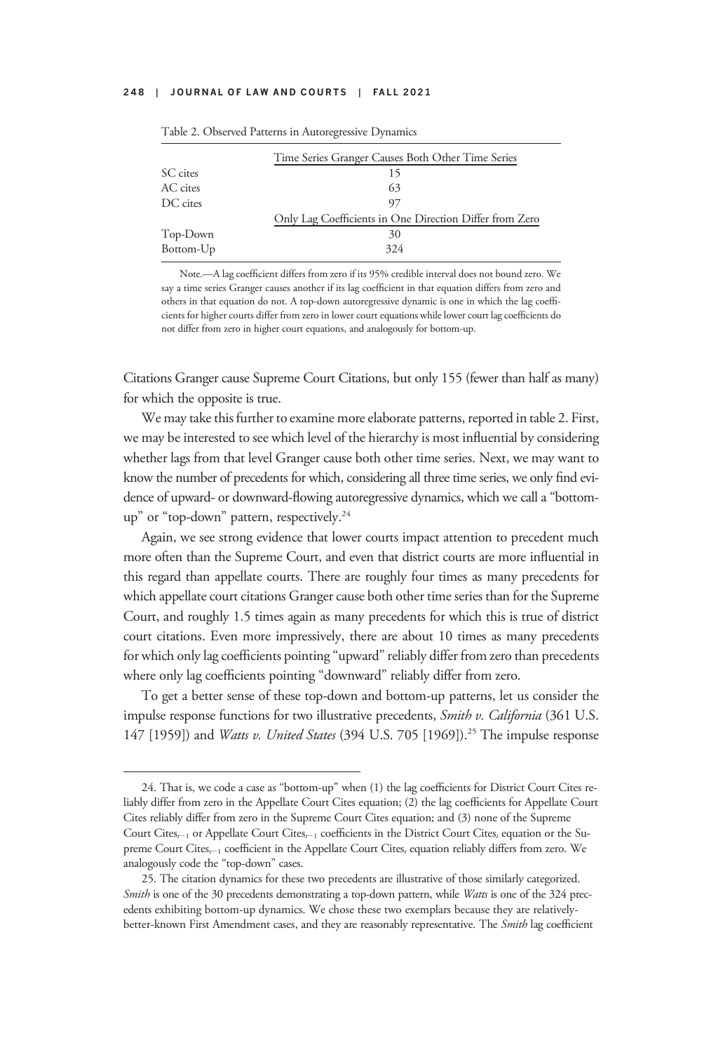Table 2. Observed Patterns in Autoregressive Dynamics

| | Time Series Granger Causes Both Other Time Series |
|---|---|
| SC cites | 15 |
| AC cites | 63 |
| DC cites | 97 |
| | Only Lag Coefficients in One Direction Differ from Zero |
| Top-Down | 30 |
| Bottom-Up | 324 |

Note.—A lag coefficient differs from zero if its 95% credible interval does not bound zero. We say a time series Granger causes another if its lag coefficient in that equation differs from zero and others in that equation do not. A top-down autoregressive dynamic is one in which the lag coefficients for higher courts differ from zero in lower court equations while lower court lag coefficients do not differ from zero in higher court equations, and analogously for bottom-up.

Citations Granger cause Supreme Court Citations, but only 155 (fewer than half as many) for which the opposite is true.

We may take this further to examine more elaborate patterns, reported in table 2. First, we may be interested to see which level of the hierarchy is most influential by considering whether lags from that level Granger cause both other time series. Next, we may want to know the number of precedents for which, considering all three time series, we only find evidence of upward- or downward-flowing autoregressive dynamics, which we call a "bottom-up" or "top-down" pattern, respectively.[24]

Again, we see strong evidence that lower courts impact attention to precedent much more often than the Supreme Court, and even that district courts are more influential in this regard than appellate courts. There are roughly four times as many precedents for which appellate court citations Granger cause both other time series than for the Supreme Court, and roughly 1.5 times again as many precedents for which this is true of district court citations. Even more impressively, there are about 10 times as many precedents for which only lag coefficients pointing "upward" reliably differ from zero than precedents where only lag coefficients pointing "downward" reliably differ from zero.

To get a better sense of these top-down and bottom-up patterns, let us consider the impulse response functions for two illustrative precedents, *Smith v. California* (361 U.S. 147 [1959]) and *Watts v. United States* (394 U.S. 705 [1969]).[25] The impulse response

---

24. That is, we code a case as "bottom-up" when (1) the lag coefficients for District Court Cites reliably differ from zero in the Appellate Court Cites equation; (2) the lag coefficients for Appellate Court Cites reliably differ from zero in the Supreme Court Cites equation; and (3) none of the Supreme Court Cites$_{t-1}$ or Appellate Court Cites$_{t-1}$ coefficients in the District Court Cites$_t$ equation or the Supreme Court Cites$_{t-1}$ coefficient in the Appellate Court Cites$_t$ equation reliably differs from zero. We analogously code the "top-down" cases.

25. The citation dynamics for these two precedents are illustrative of those similarly categorized. *Smith* is one of the 30 precedents demonstrating a top-down pattern, while *Watts* is one of the 324 precedents exhibiting bottom-up dynamics. We chose these two exemplars because they are relatively-better-known First Amendment cases, and they are reasonably representative. The *Smith* lag coefficient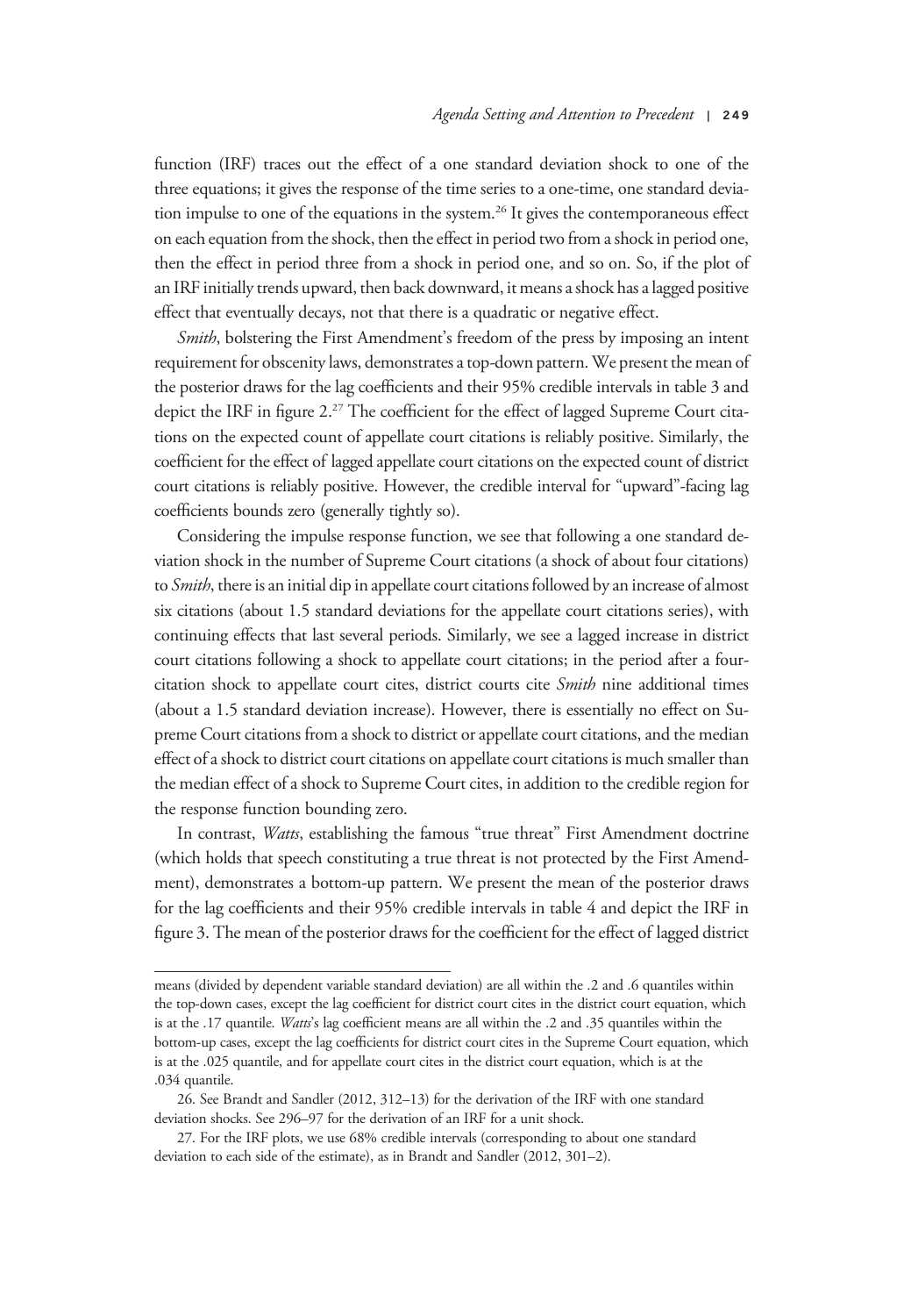function (IRF) traces out the effect of a one standard deviation shock to one of the three equations; it gives the response of the time series to a one-time, one standard deviation impulse to one of the equations in the system.[26] It gives the contemporaneous effect on each equation from the shock, then the effect in period two from a shock in period one, then the effect in period three from a shock in period one, and so on. So, if the plot of an IRF initially trends upward, then back downward, it means a shock has a lagged positive effect that eventually decays, not that there is a quadratic or negative effect.

*Smith*, bolstering the First Amendment's freedom of the press by imposing an intent requirement for obscenity laws, demonstrates a top-down pattern. We present the mean of the posterior draws for the lag coefficients and their 95% credible intervals in table 3 and depict the IRF in figure 2.[27] The coefficient for the effect of lagged Supreme Court citations on the expected count of appellate court citations is reliably positive. Similarly, the coefficient for the effect of lagged appellate court citations on the expected count of district court citations is reliably positive. However, the credible interval for "upward"-facing lag coefficients bounds zero (generally tightly so).

Considering the impulse response function, we see that following a one standard deviation shock in the number of Supreme Court citations (a shock of about four citations) to *Smith*, there is an initial dip in appellate court citations followed by an increase of almost six citations (about 1.5 standard deviations for the appellate court citations series), with continuing effects that last several periods. Similarly, we see a lagged increase in district court citations following a shock to appellate court citations; in the period after a four-citation shock to appellate court cites, district courts cite *Smith* nine additional times (about a 1.5 standard deviation increase). However, there is essentially no effect on Supreme Court citations from a shock to district or appellate court citations, and the median effect of a shock to district court citations on appellate court citations is much smaller than the median effect of a shock to Supreme Court cites, in addition to the credible region for the response function bounding zero.

In contrast, *Watts*, establishing the famous "true threat" First Amendment doctrine (which holds that speech constituting a true threat is not protected by the First Amendment), demonstrates a bottom-up pattern. We present the mean of the posterior draws for the lag coefficients and their 95% credible intervals in table 4 and depict the IRF in figure 3. The mean of the posterior draws for the coefficient for the effect of lagged district

---

means (divided by dependent variable standard deviation) are all within the .2 and .6 quantiles within the top-down cases, except the lag coefficient for district court cites in the district court equation, which is at the .17 quantile. *Watts*'s lag coefficient means are all within the .2 and .35 quantiles within the bottom-up cases, except the lag coefficients for district court cites in the Supreme Court equation, which is at the .025 quantile, and for appellate court cites in the district court equation, which is at the .034 quantile.

26. See Brandt and Sandler (2012, 312–13) for the derivation of the IRF with one standard deviation shocks. See 296–97 for the derivation of an IRF for a unit shock.

27. For the IRF plots, we use 68% credible intervals (corresponding to about one standard deviation to each side of the estimate), as in Brandt and Sandler (2012, 301–2).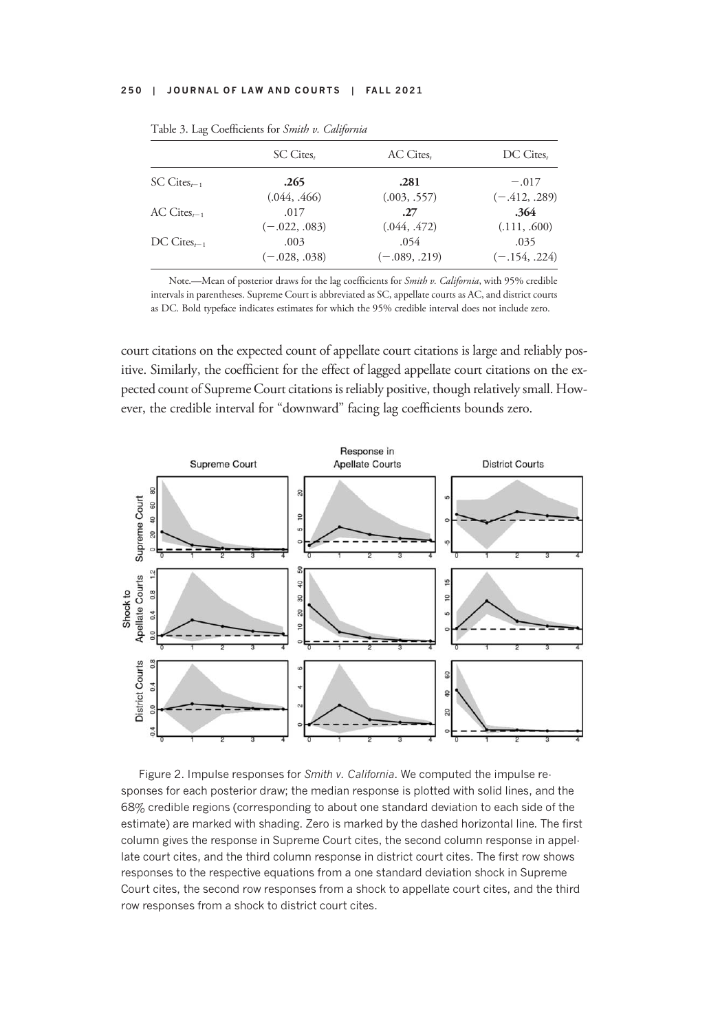Table 3. Lag Coefficients for *Smith v. California*

| | SC $\text{Cites}_t$ | AC $\text{Cites}_t$ | DC $\text{Cites}_t$ |
|---|---|---|---|
| SC $\text{Cites}_{t-1}$ | **.265** | **.281** | −.017 |
| | (.044, .466) | (.003, .557) | (−.412, .289) |
| AC $\text{Cites}_{t-1}$ | .017 | **.27** | **.364** |
| | (−.022, .083) | (.044, .472) | (.111, .600) |
| DC $\text{Cites}_{t-1}$ | .003 | .054 | .035 |
| | (−.028, .038) | (−.089, .219) | (−.154, .224) |

Note.—Mean of posterior draws for the lag coefficients for *Smith v. California*, with 95% credible intervals in parentheses. Supreme Court is abbreviated as SC, appellate courts as AC, and district courts as DC. Bold typeface indicates estimates for which the 95% credible interval does not include zero.

court citations on the expected count of appellate court citations is large and reliably positive. Similarly, the coefficient for the effect of lagged appellate court citations on the expected count of Supreme Court citations is reliably positive, though relatively small. However, the credible interval for "downward" facing lag coefficients bounds zero.

Figure 2. Impulse responses for *Smith v. California*. We computed the impulse responses for each posterior draw; the median response is plotted with solid lines, and the 68% credible regions (corresponding to about one standard deviation to each side of the estimate) are marked with shading. Zero is marked by the dashed horizontal line. The first column gives the response in Supreme Court cites, the second column response in appellate court cites, and the third column response in district court cites. The first row shows responses to the respective equations from a one standard deviation shock in Supreme Court cites, the second row responses from a shock to appellate court cites, and the third row responses from a shock to district court cites.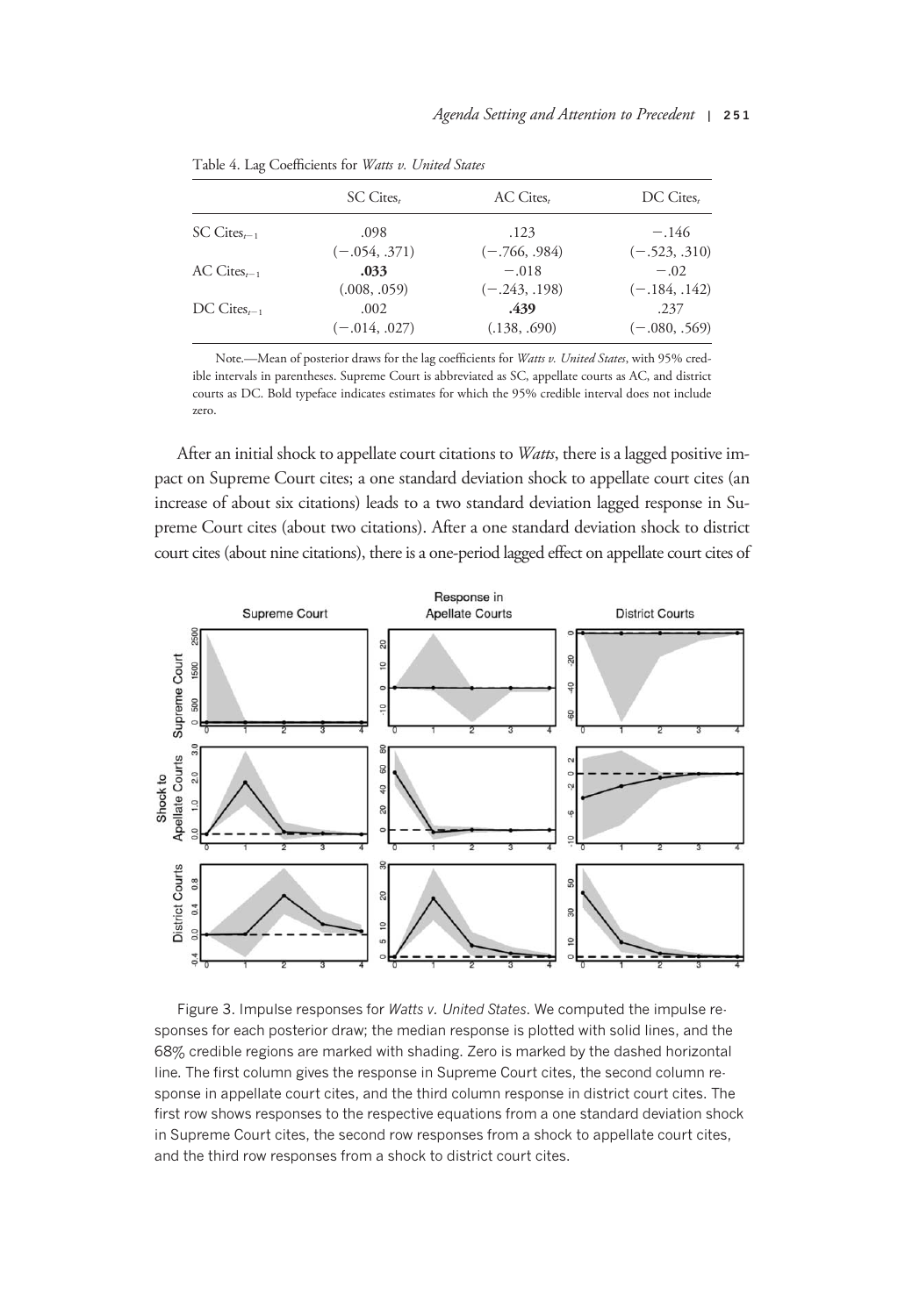Table 4. Lag Coefficients for *Watts v. United States*

| | SC $\text{Cites}_t$ | AC $\text{Cites}_t$ | DC $\text{Cites}_t$ |
|---|---|---|---|
| SC $\text{Cites}_{t-1}$ | .098 | .123 | −.146 |
| | (−.054, .371) | (−.766, .984) | (−.523, .310) |
| AC $\text{Cites}_{t-1}$ | **.033** | −.018 | −.02 |
| | (.008, .059) | (−.243, .198) | (−.184, .142) |
| DC $\text{Cites}_{t-1}$ | .002 | **.439** | .237 |
| | (−.014, .027) | (.138, .690) | (−.080, .569) |

Note.—Mean of posterior draws for the lag coefficients for *Watts v. United States*, with 95% credible intervals in parentheses. Supreme Court is abbreviated as SC, appellate courts as AC, and district courts as DC. Bold typeface indicates estimates for which the 95% credible interval does not include zero.

After an initial shock to appellate court citations to *Watts*, there is a lagged positive impact on Supreme Court cites; a one standard deviation shock to appellate court cites (an increase of about six citations) leads to a two standard deviation lagged response in Supreme Court cites (about two citations). After a one standard deviation shock to district court cites (about nine citations), there is a one-period lagged effect on appellate court cites of

Figure 3. Impulse responses for *Watts v. United States*. We computed the impulse responses for each posterior draw; the median response is plotted with solid lines, and the 68% credible regions are marked with shading. Zero is marked by the dashed horizontal line. The first column gives the response in Supreme Court cites, the second column response in appellate court cites, and the third column response in district court cites. The first row shows responses to the respective equations from a one standard deviation shock in Supreme Court cites, the second row responses from a shock to appellate court cites, and the third row responses from a shock to district court cites.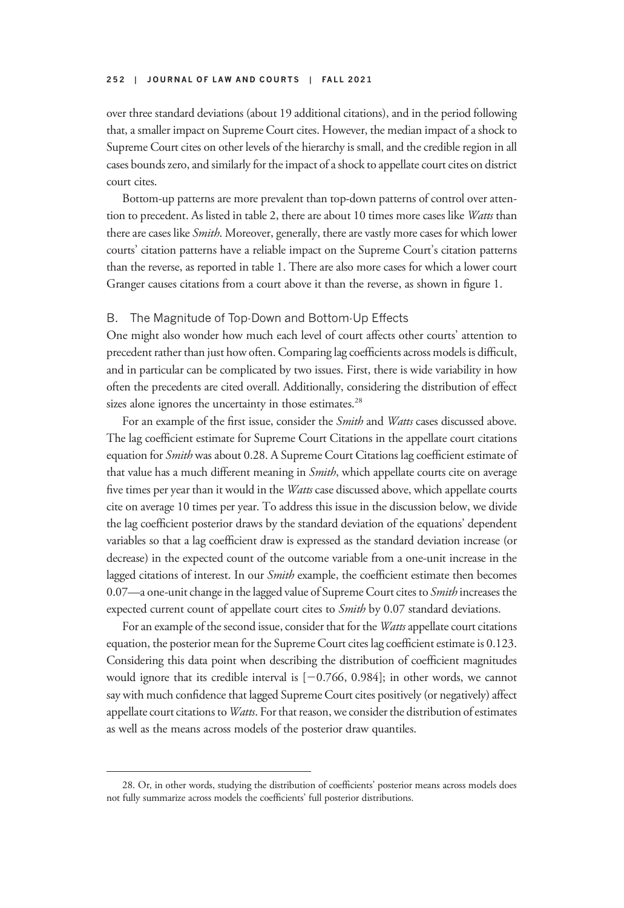over three standard deviations (about 19 additional citations), and in the period following that, a smaller impact on Supreme Court cites. However, the median impact of a shock to Supreme Court cites on other levels of the hierarchy is small, and the credible region in all cases bounds zero, and similarly for the impact of a shock to appellate court cites on district court cites.

Bottom-up patterns are more prevalent than top-down patterns of control over attention to precedent. As listed in table 2, there are about 10 times more cases like *Watts* than there are cases like *Smith*. Moreover, generally, there are vastly more cases for which lower courts' citation patterns have a reliable impact on the Supreme Court's citation patterns than the reverse, as reported in table 1. There are also more cases for which a lower court Granger causes citations from a court above it than the reverse, as shown in figure 1.

## B. The Magnitude of Top-Down and Bottom-Up Effects

One might also wonder how much each level of court affects other courts' attention to precedent rather than just how often. Comparing lag coefficients across models is difficult, and in particular can be complicated by two issues. First, there is wide variability in how often the precedents are cited overall. Additionally, considering the distribution of effect sizes alone ignores the uncertainty in those estimates.[28]

For an example of the first issue, consider the *Smith* and *Watts* cases discussed above. The lag coefficient estimate for Supreme Court Citations in the appellate court citations equation for *Smith* was about 0.28. A Supreme Court Citations lag coefficient estimate of that value has a much different meaning in *Smith*, which appellate courts cite on average five times per year than it would in the *Watts* case discussed above, which appellate courts cite on average 10 times per year. To address this issue in the discussion below, we divide the lag coefficient posterior draws by the standard deviation of the equations' dependent variables so that a lag coefficient draw is expressed as the standard deviation increase (or decrease) in the expected count of the outcome variable from a one-unit increase in the lagged citations of interest. In our *Smith* example, the coefficient estimate then becomes 0.07—a one-unit change in the lagged value of Supreme Court cites to *Smith* increases the expected current count of appellate court cites to *Smith* by 0.07 standard deviations.

For an example of the second issue, consider that for the *Watts* appellate court citations equation, the posterior mean for the Supreme Court cites lag coefficient estimate is 0.123. Considering this data point when describing the distribution of coefficient magnitudes would ignore that its credible interval is [−0.766, 0.984]; in other words, we cannot say with much confidence that lagged Supreme Court cites positively (or negatively) affect appellate court citations to *Watts*. For that reason, we consider the distribution of estimates as well as the means across models of the posterior draw quantiles.

---

28. Or, in other words, studying the distribution of coefficients' posterior means across models does not fully summarize across models the coefficients' full posterior distributions.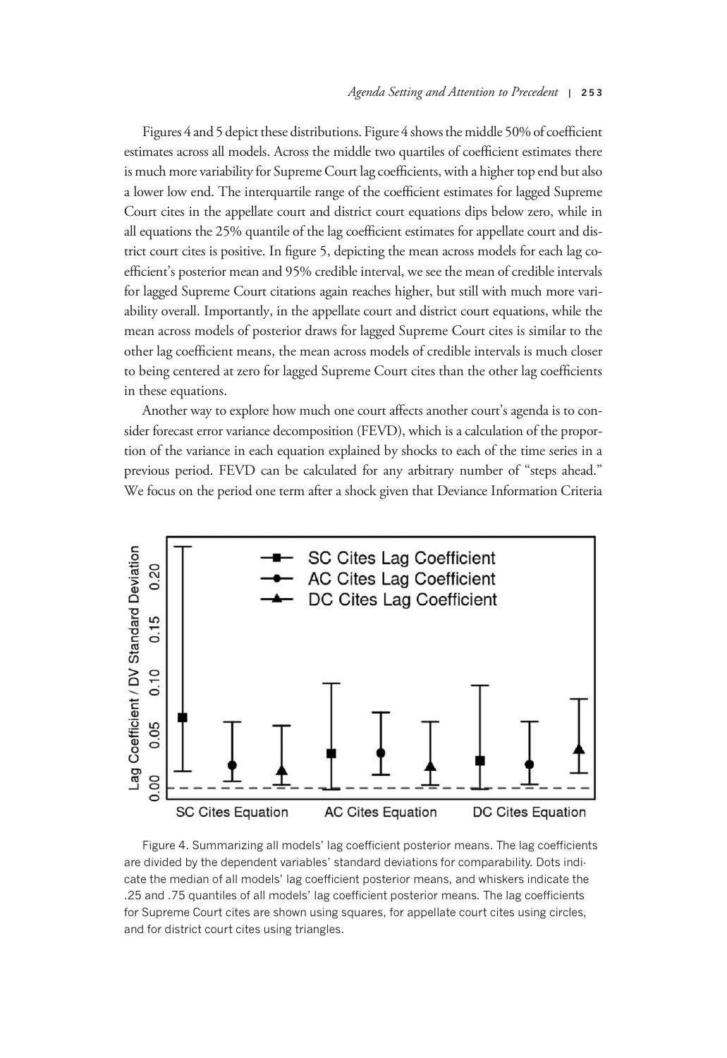Figures 4 and 5 depict these distributions. Figure 4 shows the middle 50% of coefficient estimates across all models. Across the middle two quartiles of coefficient estimates there is much more variability for Supreme Court lag coefficients, with a higher top end but also a lower low end. The interquartile range of the coefficient estimates for lagged Supreme Court cites in the appellate court and district court equations dips below zero, while in all equations the 25% quantile of the lag coefficient estimates for appellate court and district court cites is positive. In figure 5, depicting the mean across models for each lag coefficient's posterior mean and 95% credible interval, we see the mean of credible intervals for lagged Supreme Court citations again reaches higher, but still with much more variability overall. Importantly, in the appellate court and district court equations, while the mean across models of posterior draws for lagged Supreme Court cites is similar to the other lag coefficient means, the mean across models of credible intervals is much closer to being centered at zero for lagged Supreme Court cites than the other lag coefficients in these equations.

Another way to explore how much one court affects another court's agenda is to consider forecast error variance decomposition (FEVD), which is a calculation of the proportion of the variance in each equation explained by shocks to each of the time series in a previous period. FEVD can be calculated for any arbitrary number of "steps ahead." We focus on the period one term after a shock given that Deviance Information Criteria

Figure 4. Summarizing all models' lag coefficient posterior means. The lag coefficients are divided by the dependent variables' standard deviations for comparability. Dots indicate the median of all models' lag coefficient posterior means, and whiskers indicate the .25 and .75 quantiles of all models' lag coefficient posterior means. The lag coefficients for Supreme Court cites are shown using squares, for appellate court cites using circles, and for district court cites using triangles.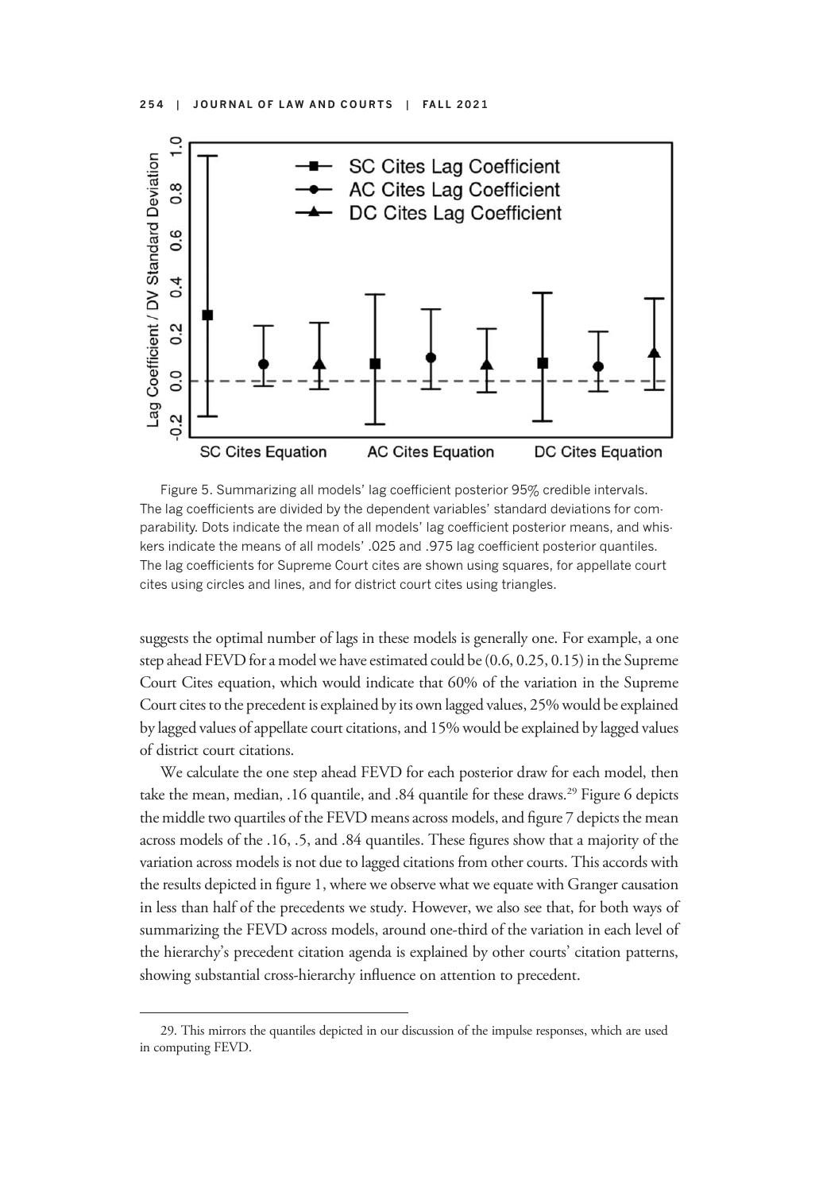Figure 5. Summarizing all models' lag coefficient posterior 95% credible intervals. The lag coefficients are divided by the dependent variables' standard deviations for comparability. Dots indicate the mean of all models' lag coefficient posterior means, and whiskers indicate the means of all models' .025 and .975 lag coefficient posterior quantiles. The lag coefficients for Supreme Court cites are shown using squares, for appellate court cites using circles and lines, and for district court cites using triangles.

suggests the optimal number of lags in these models is generally one. For example, a one step ahead FEVD for a model we have estimated could be (0.6, 0.25, 0.15) in the Supreme Court Cites equation, which would indicate that 60% of the variation in the Supreme Court cites to the precedent is explained by its own lagged values, 25% would be explained by lagged values of appellate court citations, and 15% would be explained by lagged values of district court citations.

We calculate the one step ahead FEVD for each posterior draw for each model, then take the mean, median, .16 quantile, and .84 quantile for these draws.[29] Figure 6 depicts the middle two quartiles of the FEVD means across models, and figure 7 depicts the mean across models of the .16, .5, and .84 quantiles. These figures show that a majority of the variation across models is not due to lagged citations from other courts. This accords with the results depicted in figure 1, where we observe what we equate with Granger causation in less than half of the precedents we study. However, we also see that, for both ways of summarizing the FEVD across models, around one-third of the variation in each level of the hierarchy's precedent citation agenda is explained by other courts' citation patterns, showing substantial cross-hierarchy influence on attention to precedent.

29. This mirrors the quantiles depicted in our discussion of the impulse responses, which are used in computing FEVD.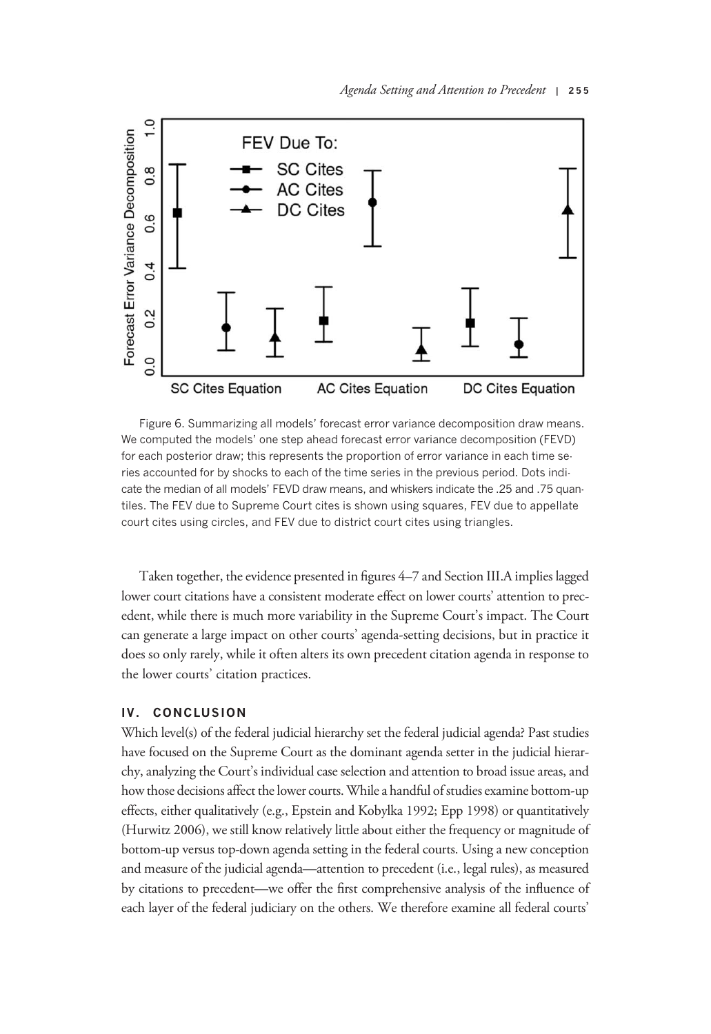Figure 6. Summarizing all models' forecast error variance decomposition draw means. We computed the models' one step ahead forecast error variance decomposition (FEVD) for each posterior draw; this represents the proportion of error variance in each time series accounted for by shocks to each of the time series in the previous period. Dots indicate the median of all models' FEVD draw means, and whiskers indicate the .25 and .75 quantiles. The FEV due to Supreme Court cites is shown using squares, FEV due to appellate court cites using circles, and FEV due to district court cites using triangles.

Taken together, the evidence presented in figures 4–7 and Section III.A implies lagged lower court citations have a consistent moderate effect on lower courts' attention to precedent, while there is much more variability in the Supreme Court's impact. The Court can generate a large impact on other courts' agenda-setting decisions, but in practice it does so only rarely, while it often alters its own precedent citation agenda in response to the lower courts' citation practices.

## IV. CONCLUSION

Which level(s) of the federal judicial hierarchy set the federal judicial agenda? Past studies have focused on the Supreme Court as the dominant agenda setter in the judicial hierarchy, analyzing the Court's individual case selection and attention to broad issue areas, and how those decisions affect the lower courts. While a handful of studies examine bottom-up effects, either qualitatively (e.g., Epstein and Kobylka 1992; Epp 1998) or quantitatively (Hurwitz 2006), we still know relatively little about either the frequency or magnitude of bottom-up versus top-down agenda setting in the federal courts. Using a new conception and measure of the judicial agenda—attention to precedent (i.e., legal rules), as measured by citations to precedent—we offer the first comprehensive analysis of the influence of each layer of the federal judiciary on the others. We therefore examine all federal courts'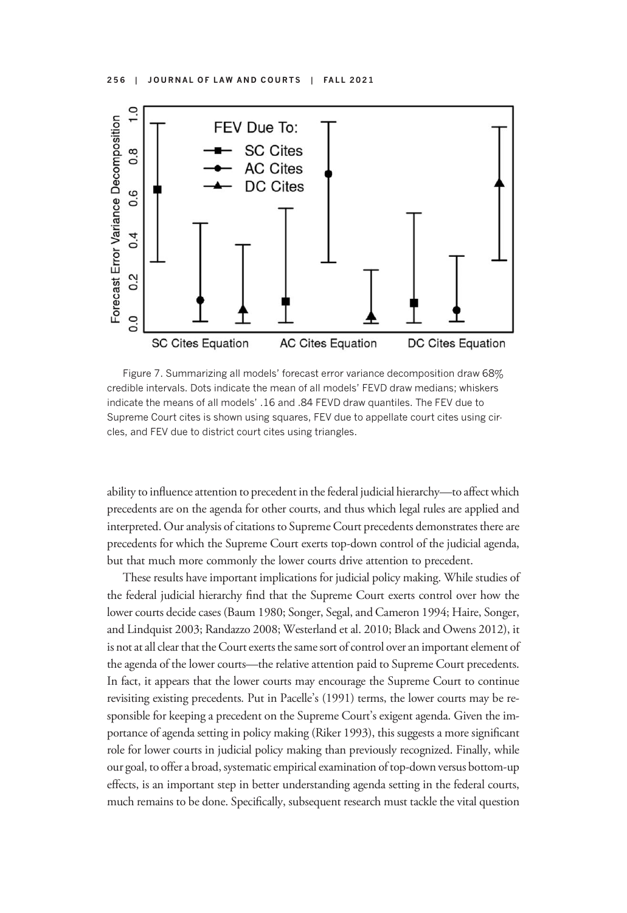Figure 7. Summarizing all models' forecast error variance decomposition draw 68% credible intervals. Dots indicate the mean of all models' FEVD draw medians; whiskers indicate the means of all models' .16 and .84 FEVD draw quantiles. The FEV due to Supreme Court cites is shown using squares, FEV due to appellate court cites using circles, and FEV due to district court cites using triangles.

ability to influence attention to precedent in the federal judicial hierarchy—to affect which precedents are on the agenda for other courts, and thus which legal rules are applied and interpreted. Our analysis of citations to Supreme Court precedents demonstrates there are precedents for which the Supreme Court exerts top-down control of the judicial agenda, but that much more commonly the lower courts drive attention to precedent.

These results have important implications for judicial policy making. While studies of the federal judicial hierarchy find that the Supreme Court exerts control over how the lower courts decide cases (Baum 1980; Songer, Segal, and Cameron 1994; Haire, Songer, and Lindquist 2003; Randazzo 2008; Westerland et al. 2010; Black and Owens 2012), it is not at all clear that the Court exerts the same sort of control over an important element of the agenda of the lower courts—the relative attention paid to Supreme Court precedents. In fact, it appears that the lower courts may encourage the Supreme Court to continue revisiting existing precedents. Put in Pacelle's (1991) terms, the lower courts may be responsible for keeping a precedent on the Supreme Court's exigent agenda. Given the importance of agenda setting in policy making (Riker 1993), this suggests a more significant role for lower courts in judicial policy making than previously recognized. Finally, while our goal, to offer a broad, systematic empirical examination of top-down versus bottom-up effects, is an important step in better understanding agenda setting in the federal courts, much remains to be done. Specifically, subsequent research must tackle the vital question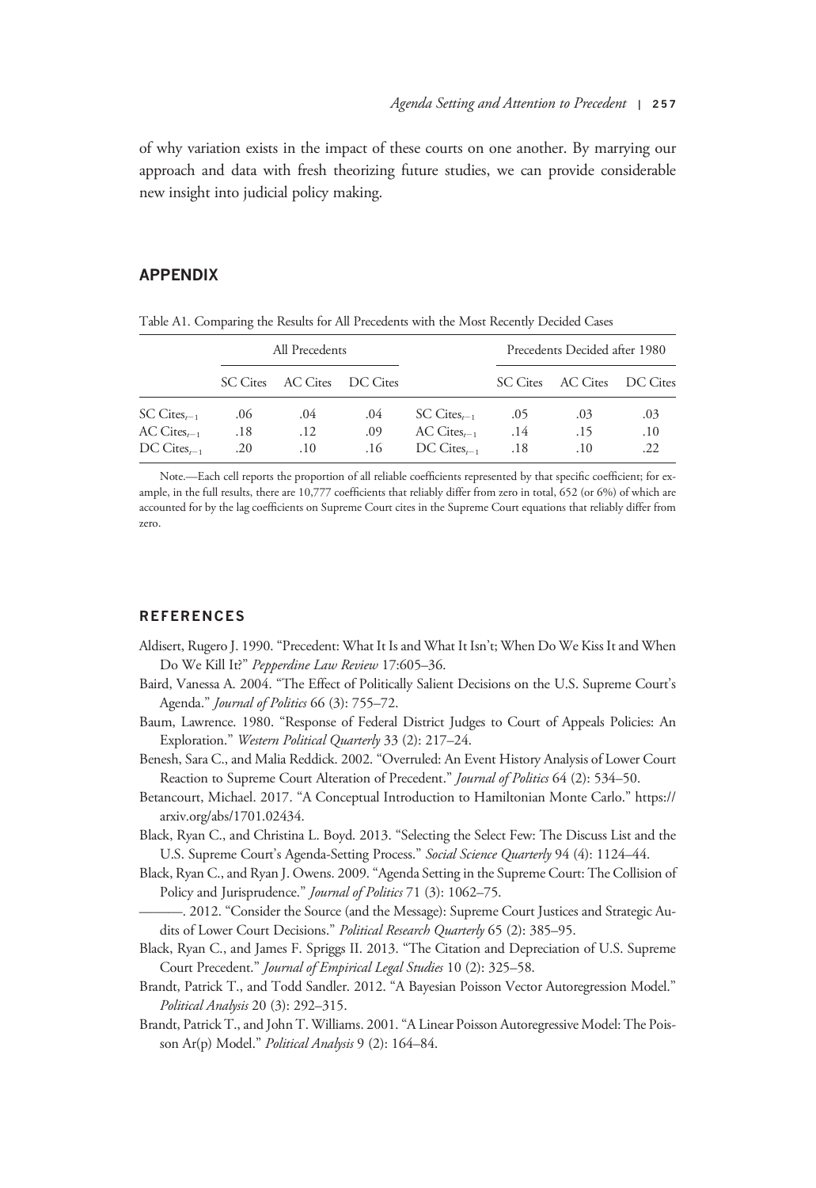of why variation exists in the impact of these courts on one another. By marrying our approach and data with fresh theorizing future studies, we can provide considerable new insight into judicial policy making.

## APPENDIX

Table A1. Comparing the Results for All Precedents with the Most Recently Decided Cases

| | All Precedents | | | | Precedents Decided after 1980 | | |
|---|---|---|---|---|---|---|---|
| | SC Cites | AC Cites | DC Cites | | SC Cites | AC Cites | DC Cites |
| SC Cites$_{t-1}$ | .06 | .04 | .04 | SC Cites$_{t-1}$ | .05 | .03 | .03 |
| AC Cites$_{t-1}$ | .18 | .12 | .09 | AC Cites$_{t-1}$ | .14 | .15 | .10 |
| DC Cites$_{t-1}$ | .20 | .10 | .16 | DC Cites$_{t-1}$ | .18 | .10 | .22 |

Note.—Each cell reports the proportion of all reliable coefficients represented by that specific coefficient; for example, in the full results, there are 10,777 coefficients that reliably differ from zero in total, 652 (or 6%) of which are accounted for by the lag coefficients on Supreme Court cites in the Supreme Court equations that reliably differ from zero.

## REFERENCES

Aldisert, Rugero J. 1990. "Precedent: What It Is and What It Isn't; When Do We Kiss It and When Do We Kill It?" *Pepperdine Law Review* 17:605–36.

Baird, Vanessa A. 2004. "The Effect of Politically Salient Decisions on the U.S. Supreme Court's Agenda." *Journal of Politics* 66 (3): 755–72.

Baum, Lawrence. 1980. "Response of Federal District Judges to Court of Appeals Policies: An Exploration." *Western Political Quarterly* 33 (2): 217–24.

Benesh, Sara C., and Malia Reddick. 2002. "Overruled: An Event History Analysis of Lower Court Reaction to Supreme Court Alteration of Precedent." *Journal of Politics* 64 (2): 534–50.

Betancourt, Michael. 2017. "A Conceptual Introduction to Hamiltonian Monte Carlo." https://arxiv.org/abs/1701.02434.

Black, Ryan C., and Christina L. Boyd. 2013. "Selecting the Select Few: The Discuss List and the U.S. Supreme Court's Agenda-Setting Process." *Social Science Quarterly* 94 (4): 1124–44.

Black, Ryan C., and Ryan J. Owens. 2009. "Agenda Setting in the Supreme Court: The Collision of Policy and Jurisprudence." *Journal of Politics* 71 (3): 1062–75.

———. 2012. "Consider the Source (and the Message): Supreme Court Justices and Strategic Audits of Lower Court Decisions." *Political Research Quarterly* 65 (2): 385–95.

Black, Ryan C., and James F. Spriggs II. 2013. "The Citation and Depreciation of U.S. Supreme Court Precedent." *Journal of Empirical Legal Studies* 10 (2): 325–58.

Brandt, Patrick T., and Todd Sandler. 2012. "A Bayesian Poisson Vector Autoregression Model." *Political Analysis* 20 (3): 292–315.

Brandt, Patrick T., and John T. Williams. 2001. "A Linear Poisson Autoregressive Model: The Poisson Ar(p) Model." *Political Analysis* 9 (2): 164–84.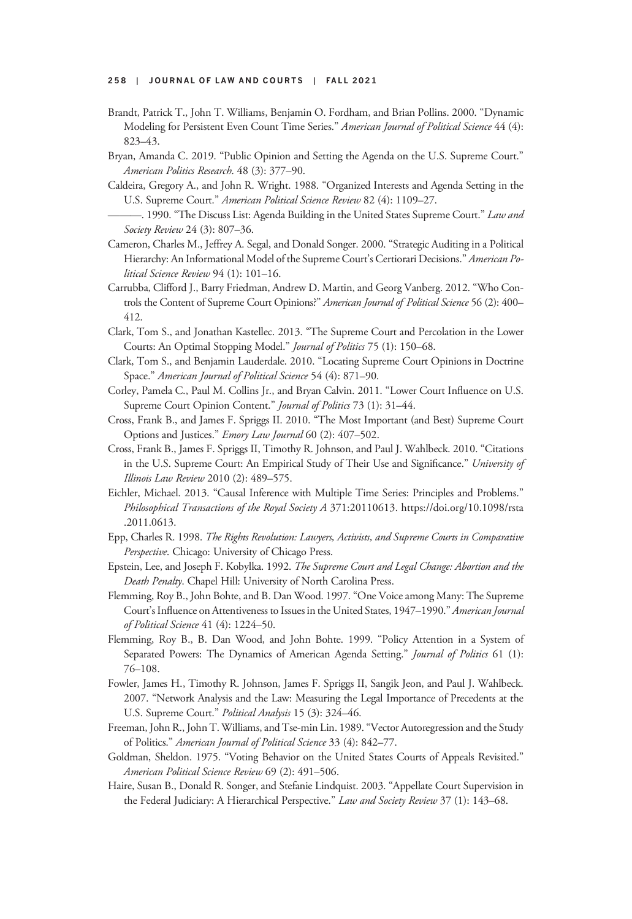Brandt, Patrick T., John T. Williams, Benjamin O. Fordham, and Brian Pollins. 2000. "Dynamic Modeling for Persistent Even Count Time Series." *American Journal of Political Science* 44 (4): 823–43.

Bryan, Amanda C. 2019. "Public Opinion and Setting the Agenda on the U.S. Supreme Court." *American Politics Research*. 48 (3): 377–90.

Caldeira, Gregory A., and John R. Wright. 1988. "Organized Interests and Agenda Setting in the U.S. Supreme Court." *American Political Science Review* 82 (4): 1109–27.

———. 1990. "The Discuss List: Agenda Building in the United States Supreme Court." *Law and Society Review* 24 (3): 807–36.

Cameron, Charles M., Jeffrey A. Segal, and Donald Songer. 2000. "Strategic Auditing in a Political Hierarchy: An Informational Model of the Supreme Court's Certiorari Decisions." *American Political Science Review* 94 (1): 101–16.

Carrubba, Clifford J., Barry Friedman, Andrew D. Martin, and Georg Vanberg. 2012. "Who Controls the Content of Supreme Court Opinions?" *American Journal of Political Science* 56 (2): 400–412.

Clark, Tom S., and Jonathan Kastellec. 2013. "The Supreme Court and Percolation in the Lower Courts: An Optimal Stopping Model." *Journal of Politics* 75 (1): 150–68.

Clark, Tom S., and Benjamin Lauderdale. 2010. "Locating Supreme Court Opinions in Doctrine Space." *American Journal of Political Science* 54 (4): 871–90.

Corley, Pamela C., Paul M. Collins Jr., and Bryan Calvin. 2011. "Lower Court Influence on U.S. Supreme Court Opinion Content." *Journal of Politics* 73 (1): 31–44.

Cross, Frank B., and James F. Spriggs II. 2010. "The Most Important (and Best) Supreme Court Options and Justices." *Emory Law Journal* 60 (2): 407–502.

Cross, Frank B., James F. Spriggs II, Timothy R. Johnson, and Paul J. Wahlbeck. 2010. "Citations in the U.S. Supreme Court: An Empirical Study of Their Use and Significance." *University of Illinois Law Review* 2010 (2): 489–575.

Eichler, Michael. 2013. "Causal Inference with Multiple Time Series: Principles and Problems." *Philosophical Transactions of the Royal Society A* 371:20110613. https://doi.org/10.1098/rsta.2011.0613.

Epp, Charles R. 1998. *The Rights Revolution: Lawyers, Activists, and Supreme Courts in Comparative Perspective*. Chicago: University of Chicago Press.

Epstein, Lee, and Joseph F. Kobylka. 1992. *The Supreme Court and Legal Change: Abortion and the Death Penalty*. Chapel Hill: University of North Carolina Press.

Flemming, Roy B., John Bohte, and B. Dan Wood. 1997. "One Voice among Many: The Supreme Court's Influence on Attentiveness to Issues in the United States, 1947–1990." *American Journal of Political Science* 41 (4): 1224–50.

Flemming, Roy B., B. Dan Wood, and John Bohte. 1999. "Policy Attention in a System of Separated Powers: The Dynamics of American Agenda Setting." *Journal of Politics* 61 (1): 76–108.

Fowler, James H., Timothy R. Johnson, James F. Spriggs II, Sangik Jeon, and Paul J. Wahlbeck. 2007. "Network Analysis and the Law: Measuring the Legal Importance of Precedents at the U.S. Supreme Court." *Political Analysis* 15 (3): 324–46.

Freeman, John R., John T. Williams, and Tse-min Lin. 1989. "Vector Autoregression and the Study of Politics." *American Journal of Political Science* 33 (4): 842–77.

Goldman, Sheldon. 1975. "Voting Behavior on the United States Courts of Appeals Revisited." *American Political Science Review* 69 (2): 491–506.

Haire, Susan B., Donald R. Songer, and Stefanie Lindquist. 2003. "Appellate Court Supervision in the Federal Judiciary: A Hierarchical Perspective." *Law and Society Review* 37 (1): 143–68.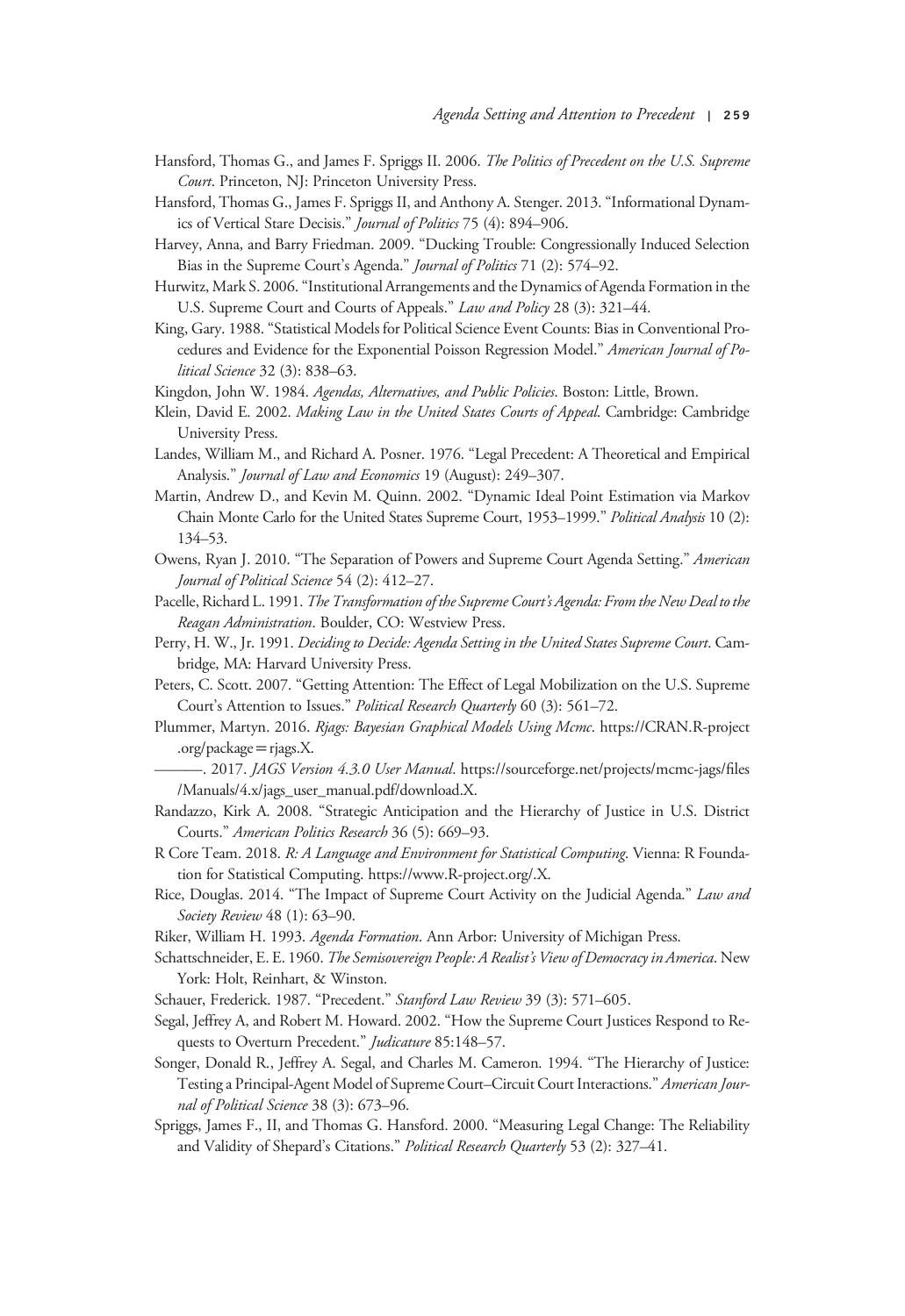Hansford, Thomas G., and James F. Spriggs II. 2006. *The Politics of Precedent on the U.S. Supreme Court*. Princeton, NJ: Princeton University Press.

Hansford, Thomas G., James F. Spriggs II, and Anthony A. Stenger. 2013. "Informational Dynamics of Vertical Stare Decisis." *Journal of Politics* 75 (4): 894–906.

Harvey, Anna, and Barry Friedman. 2009. "Ducking Trouble: Congressionally Induced Selection Bias in the Supreme Court's Agenda." *Journal of Politics* 71 (2): 574–92.

Hurwitz, Mark S. 2006. "Institutional Arrangements and the Dynamics of Agenda Formation in the U.S. Supreme Court and Courts of Appeals." *Law and Policy* 28 (3): 321–44.

King, Gary. 1988. "Statistical Models for Political Science Event Counts: Bias in Conventional Procedures and Evidence for the Exponential Poisson Regression Model." *American Journal of Political Science* 32 (3): 838–63.

Kingdon, John W. 1984. *Agendas, Alternatives, and Public Policies*. Boston: Little, Brown.

Klein, David E. 2002. *Making Law in the United States Courts of Appeal*. Cambridge: Cambridge University Press.

Landes, William M., and Richard A. Posner. 1976. "Legal Precedent: A Theoretical and Empirical Analysis." *Journal of Law and Economics* 19 (August): 249–307.

Martin, Andrew D., and Kevin M. Quinn. 2002. "Dynamic Ideal Point Estimation via Markov Chain Monte Carlo for the United States Supreme Court, 1953–1999." *Political Analysis* 10 (2): 134–53.

Owens, Ryan J. 2010. "The Separation of Powers and Supreme Court Agenda Setting." *American Journal of Political Science* 54 (2): 412–27.

Pacelle, Richard L. 1991. *The Transformation of the Supreme Court's Agenda: From the New Deal to the Reagan Administration*. Boulder, CO: Westview Press.

Perry, H. W., Jr. 1991. *Deciding to Decide: Agenda Setting in the United States Supreme Court*. Cambridge, MA: Harvard University Press.

Peters, C. Scott. 2007. "Getting Attention: The Effect of Legal Mobilization on the U.S. Supreme Court's Attention to Issues." *Political Research Quarterly* 60 (3): 561–72.

Plummer, Martyn. 2016. *Rjags: Bayesian Graphical Models Using Mcmc*. https://CRAN.R-project.org/package=rjags.X.

———. 2017. *JAGS Version 4.3.0 User Manual*. https://sourceforge.net/projects/mcmc-jags/files/Manuals/4.x/jags_user_manual.pdf/download.X.

Randazzo, Kirk A. 2008. "Strategic Anticipation and the Hierarchy of Justice in U.S. District Courts." *American Politics Research* 36 (5): 669–93.

R Core Team. 2018. *R: A Language and Environment for Statistical Computing*. Vienna: R Foundation for Statistical Computing. https://www.R-project.org/.X.

Rice, Douglas. 2014. "The Impact of Supreme Court Activity on the Judicial Agenda." *Law and Society Review* 48 (1): 63–90.

Riker, William H. 1993. *Agenda Formation*. Ann Arbor: University of Michigan Press.

Schattschneider, E. E. 1960. *The Semisovereign People: A Realist's View of Democracy in America*. New York: Holt, Reinhart, & Winston.

Schauer, Frederick. 1987. "Precedent." *Stanford Law Review* 39 (3): 571–605.

Segal, Jeffrey A, and Robert M. Howard. 2002. "How the Supreme Court Justices Respond to Requests to Overturn Precedent." *Judicature* 85:148–57.

Songer, Donald R., Jeffrey A. Segal, and Charles M. Cameron. 1994. "The Hierarchy of Justice: Testing a Principal-Agent Model of Supreme Court–Circuit Court Interactions." *American Journal of Political Science* 38 (3): 673–96.

Spriggs, James F., II, and Thomas G. Hansford. 2000. "Measuring Legal Change: The Reliability and Validity of Shepard's Citations." *Political Research Quarterly* 53 (2): 327–41.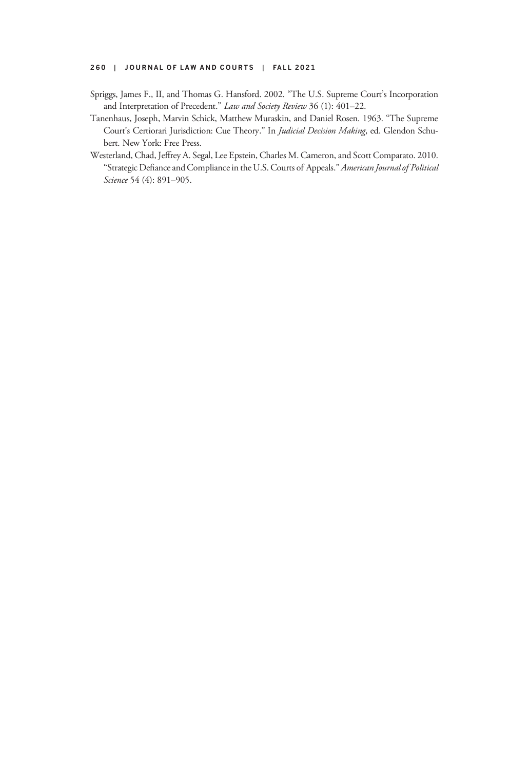Spriggs, James F., II, and Thomas G. Hansford. 2002. "The U.S. Supreme Court's Incorporation and Interpretation of Precedent." *Law and Society Review* 36 (1): 401–22.

Tanenhaus, Joseph, Marvin Schick, Matthew Muraskin, and Daniel Rosen. 1963. "The Supreme Court's Certiorari Jurisdiction: Cue Theory." In *Judicial Decision Making*, ed. Glendon Schubert. New York: Free Press.

Westerland, Chad, Jeffrey A. Segal, Lee Epstein, Charles M. Cameron, and Scott Comparato. 2010. "Strategic Defiance and Compliance in the U.S. Courts of Appeals." *American Journal of Political Science* 54 (4): 891–905.